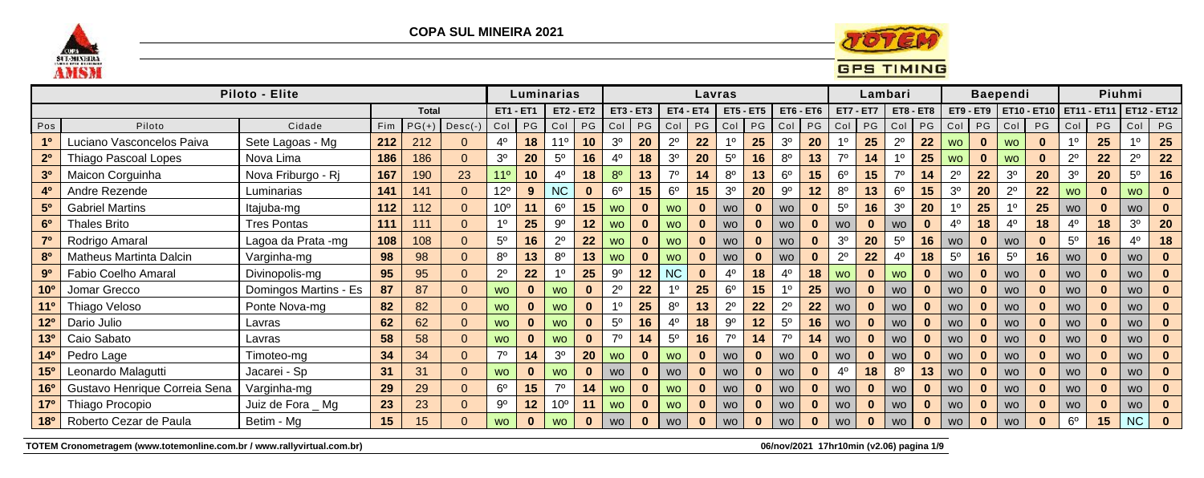# COPA SUL MINEIRA 2021

| Piloto - Elite | | | | | | Luminarias | | | | Lavras | | | | | | | | Lambari | | | | Baependi | | | | Piuhmi | | | |
|---|---|---|---|---|---|---|---|---|---|---|---|---|---|---|---|---|---|---|---|---|---|---|---|---|---|---|---|---|---|
| | | | Total | | | ET1 - ET1 | | ET2 - ET2 | | ET3 - ET3 | | ET4 - ET4 | | ET5 - ET5 | | ET6 - ET6 | | ET7 - ET7 | | ET8 - ET8 | | ET9 - ET9 | | ET10 - ET10 | | ET11 - ET11 | | ET12 - ET12 | |
| Pos | Piloto | Cidade | Fim | PG(+) | Desc(-) | Col | PG | Col | PG | Col | PG | Col | PG | Col | PG | Col | PG | Col | PG | Col | PG | Col | PG | Col | PG | Col | PG | Col | PG |
| 1º | Luciano Vasconcelos Paiva | Sete Lagoas - Mg | 212 | 212 | 0 | 4º | 18 | 11º | 10 | 3º | 20 | 2º | 22 | 1º | 25 | 3º | 20 | 1º | 25 | 2º | 22 | WO | 0 | WO | 0 | 1º | 25 | 1º | 25 |
| 2º | Thiago Pascoal Lopes | Nova Lima | 186 | 186 | 0 | 3º | 20 | 5º | 16 | 4º | 18 | 3º | 20 | 5º | 16 | 8º | 13 | 7º | 14 | 1º | 25 | WO | 0 | WO | 0 | 2º | 22 | 2º | 22 |
| 3º | Maicon Corguinha | Nova Friburgo - Rj | 167 | 190 | 23 | 11º | 10 | 4º | 18 | 8º | 13 | 7º | 14 | 8º | 13 | 6º | 15 | 6º | 15 | 7º | 14 | 2º | 22 | 3º | 20 | 3º | 20 | 5º | 16 |
| 4º | Andre Rezende | Luminarias | 141 | 141 | 0 | 12º | 9 | NC | 0 | 6º | 15 | 6º | 15 | 3º | 20 | 9º | 12 | 8º | 13 | 6º | 15 | 3º | 20 | 2º | 22 | WO | 0 | WO | 0 |
| 5º | Gabriel Martins | Itajuba-mg | 112 | 112 | 0 | 10º | 11 | 6º | 15 | WO | 0 | WO | 0 | WO | 0 | WO | 0 | 5º | 16 | 3º | 20 | 1º | 25 | 1º | 25 | WO | 0 | WO | 0 |
| 6º | Thales Brito | Tres Pontas | 111 | 111 | 0 | 1º | 25 | 9º | 12 | WO | 0 | WO | 0 | WO | 0 | WO | 0 | WO | 0 | WO | 0 | 4º | 18 | 4º | 18 | 4º | 18 | 3º | 20 |
| 7º | Rodrigo Amaral | Lagoa da Prata -mg | 108 | 108 | 0 | 5º | 16 | 2º | 22 | WO | 0 | WO | 0 | WO | 0 | WO | 0 | 3º | 20 | 5º | 16 | WO | 0 | WO | 0 | 5º | 16 | 4º | 18 |
| 8º | Matheus Martinta Dalcin | Varginha-mg | 98 | 98 | 0 | 8º | 13 | 8º | 13 | WO | 0 | WO | 0 | WO | 0 | WO | 0 | 2º | 22 | 4º | 18 | 5º | 16 | 5º | 16 | WO | 0 | WO | 0 |
| 9º | Fabio Coelho Amaral | Divinopolis-mg | 95 | 95 | 0 | 2º | 22 | 1º | 25 | 9º | 12 | NC | 0 | 4º | 18 | 4º | 18 | WO | 0 | WO | 0 | WO | 0 | WO | 0 | WO | 0 | WO | 0 |
| 10º | Jomar Grecco | Domingos Martins - Es | 87 | 87 | 0 | WO | 0 | WO | 0 | 2º | 22 | 1º | 25 | 6º | 15 | 1º | 25 | WO | 0 | WO | 0 | WO | 0 | WO | 0 | WO | 0 | WO | 0 |
| 11º | Thiago Veloso | Ponte Nova-mg | 82 | 82 | 0 | WO | 0 | WO | 0 | 1º | 25 | 8º | 13 | 2º | 22 | 2º | 22 | WO | 0 | WO | 0 | WO | 0 | WO | 0 | WO | 0 | WO | 0 |
| 12º | Dario Julio | Lavras | 62 | 62 | 0 | WO | 0 | WO | 0 | 5º | 16 | 4º | 18 | 9º | 12 | 5º | 16 | WO | 0 | WO | 0 | WO | 0 | WO | 0 | WO | 0 | WO | 0 |
| 13º | Caio Sabato | Lavras | 58 | 58 | 0 | WO | 0 | WO | 0 | 7º | 14 | 5º | 16 | 7º | 14 | 7º | 14 | WO | 0 | WO | 0 | WO | 0 | WO | 0 | WO | 0 | WO | 0 |
| 14º | Pedro Lage | Timoteo-mg | 34 | 34 | 0 | 7º | 14 | 3º | 20 | WO | 0 | WO | 0 | WO | 0 | WO | 0 | WO | 0 | WO | 0 | WO | 0 | WO | 0 | WO | 0 | WO | 0 |
| 15º | Leonardo Malagutti | Jacarei - Sp | 31 | 31 | 0 | WO | 0 | WO | 0 | WO | 0 | WO | 0 | WO | 0 | WO | 0 | 4º | 18 | 8º | 13 | WO | 0 | WO | 0 | WO | 0 | WO | 0 |
| 16º | Gustavo Henrique Correia Sena | Varginha-mg | 29 | 29 | 0 | 6º | 15 | 7º | 14 | WO | 0 | WO | 0 | WO | 0 | WO | 0 | WO | 0 | WO | 0 | WO | 0 | WO | 0 | WO | 0 | WO | 0 |
| 17º | Thiago Procopio | Juiz de Fora _ Mg | 23 | 23 | 0 | 9º | 12 | 10º | 11 | WO | 0 | WO | 0 | WO | 0 | WO | 0 | WO | 0 | WO | 0 | WO | 0 | WO | 0 | WO | 0 | WO | 0 |
| 18º | Roberto Cezar de Paula | Betim - Mg | 15 | 15 | 0 | WO | 0 | WO | 0 | WO | 0 | WO | 0 | WO | 0 | WO | 0 | WO | 0 | WO | 0 | WO | 0 | WO | 0 | 6º | 15 | NC | 0 |

TOTEM Cronometragem (www.totemonline.com.br / www.rallyvirtual.com.br) 06/nov/2021 17hr10min (v2.06)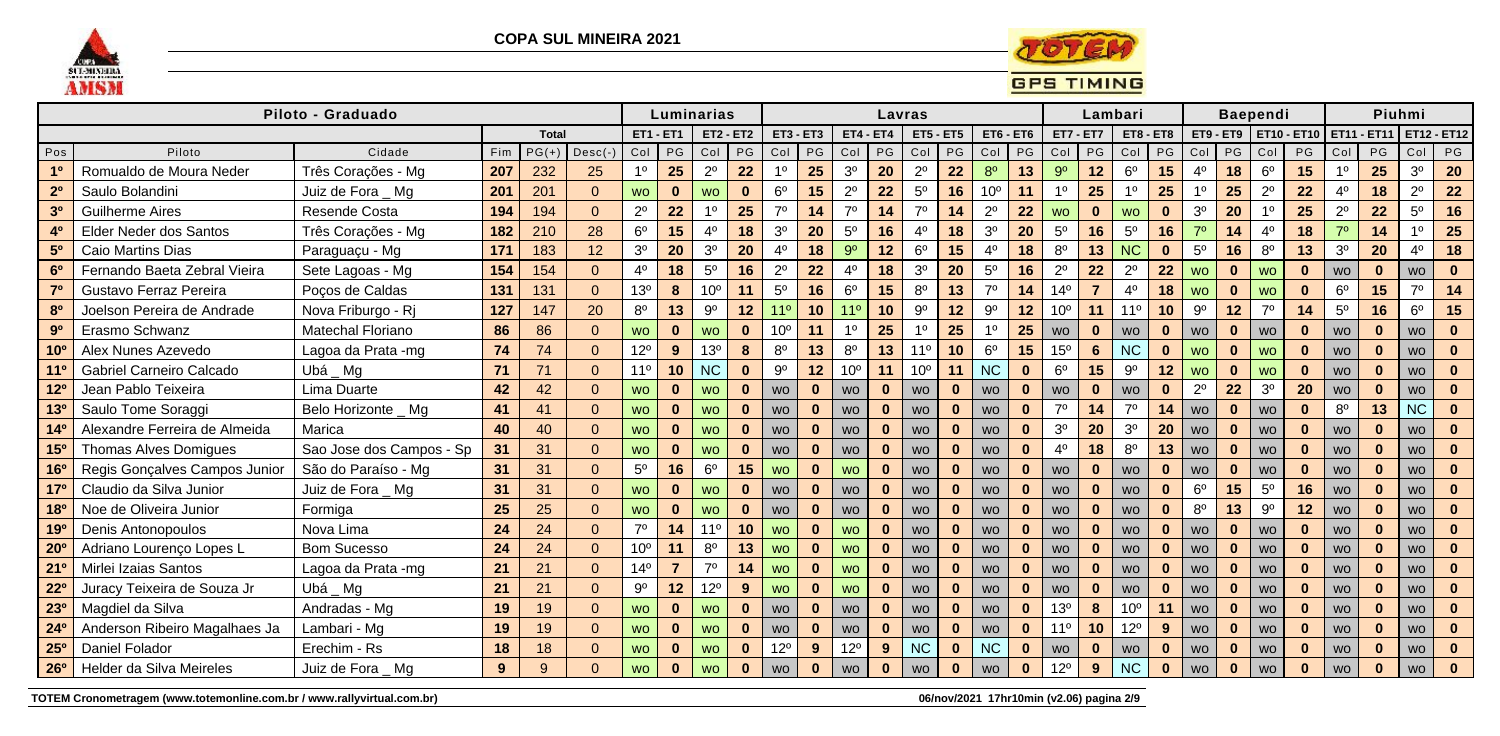# COPA SUL MINEIRA 2021

| Piloto - Graduado | | | | | | Luminarias | | | | Lavras | | | | | | | | Lambari | | | | Baependi | | | | Piuhmi | | | |
|---|---|---|---|---|---|---|---|---|---|---|---|---|---|---|---|---|---|---|---|---|---|---|---|---|---|---|---|---|---|
| | | | Total | | | ET1 - ET1 | | ET2 - ET2 | | ET3 - ET3 | | ET4 - ET4 | | ET5 - ET5 | | ET6 - ET6 | | ET7 - ET7 | | ET8 - ET8 | | ET9 - ET9 | | ET10 - ET10 | | ET11 - ET11 | | ET12 - ET12 | |
| Pos | Piloto | Cidade | Fim | PG(+) | Desc(-) | Col | PG | Col | PG | Col | PG | Col | PG | Col | PG | Col | PG | Col | PG | Col | PG | Col | PG | Col | PG | Col | PG | Col | PG |
| 1º | Romualdo de Moura Neder | Três Corações - Mg | 207 | 232 | 25 | 1º | 25 | 2º | 22 | 1º | 25 | 3º | 20 | 2º | 22 | 8º | 13 | 9º | 12 | 6º | 15 | 4º | 18 | 6º | 15 | 1º | 25 | 3º | 20 |
| 2º | Saulo Bolandini | Juiz de Fora _ Mg | 201 | 201 | 0 | WO | 0 | WO | 0 | 6º | 15 | 2º | 22 | 5º | 16 | 10º | 11 | 1º | 25 | 1º | 25 | 1º | 25 | 2º | 22 | 4º | 18 | 2º | 22 |
| 3º | Guilherme Aires | Resende Costa | 194 | 194 | 0 | 2º | 22 | 1º | 25 | 7º | 14 | 7º | 14 | 7º | 14 | 2º | 22 | WO | 0 | WO | 0 | 3º | 20 | 1º | 25 | 2º | 22 | 5º | 16 |
| 4º | Elder Neder dos Santos | Três Corações - Mg | 182 | 210 | 28 | 6º | 15 | 4º | 18 | 3º | 20 | 5º | 16 | 4º | 18 | 3º | 20 | 5º | 16 | 5º | 16 | 7º | 14 | 4º | 18 | 7º | 14 | 1º | 25 |
| 5º | Caio Martins Dias | Paraguaçu - Mg | 171 | 183 | 12 | 3º | 20 | 3º | 20 | 4º | 18 | 9º | 12 | 6º | 15 | 4º | 18 | 8º | 13 | NC | 0 | 5º | 16 | 8º | 13 | 3º | 20 | 4º | 18 |
| 6º | Fernando Baeta Zebral Vieira | Sete Lagoas - Mg | 154 | 154 | 0 | 4º | 18 | 5º | 16 | 2º | 22 | 4º | 18 | 3º | 20 | 5º | 16 | 2º | 22 | 2º | 22 | WO | 0 | WO | 0 | WO | 0 | WO | 0 |
| 7º | Gustavo Ferraz Pereira | Poços de Caldas | 131 | 131 | 0 | 13º | 8 | 10º | 11 | 5º | 16 | 6º | 15 | 8º | 13 | 7º | 14 | 14º | 7 | 4º | 18 | WO | 0 | WO | 0 | 6º | 15 | 7º | 14 |
| 8º | Joelson Pereira de Andrade | Nova Friburgo - Rj | 127 | 147 | 20 | 8º | 13 | 9º | 12 | 11º | 10 | 11º | 10 | 9º | 12 | 9º | 12 | 10º | 11 | 11º | 10 | 9º | 12 | 7º | 14 | 5º | 16 | 6º | 15 |
| 9º | Erasmo Schwanz | Matechal Floriano | 86 | 86 | 0 | WO | 0 | WO | 0 | 10º | 11 | 1º | 25 | 1º | 25 | 1º | 25 | WO | 0 | WO | 0 | WO | 0 | WO | 0 | WO | 0 | WO | 0 |
| 10º | Alex Nunes Azevedo | Lagoa da Prata -mg | 74 | 74 | 0 | 12º | 9 | 13º | 8 | 8º | 13 | 8º | 13 | 11º | 10 | 6º | 15 | 15º | 6 | NC | 0 | WO | 0 | WO | 0 | WO | 0 | WO | 0 |
| 11º | Gabriel Carneiro Calcado | Ubá _ Mg | 71 | 71 | 0 | 11º | 10 | NC | 0 | 9º | 12 | 10º | 11 | 10º | 11 | NC | 0 | 6º | 15 | 9º | 12 | WO | 0 | WO | 0 | WO | 0 | WO | 0 |
| 12º | Jean Pablo Teixeira | Lima Duarte | 42 | 42 | 0 | WO | 0 | WO | 0 | WO | 0 | WO | 0 | WO | 0 | WO | 0 | WO | 0 | WO | 0 | 2º | 22 | 3º | 20 | WO | 0 | WO | 0 |
| 13º | Saulo Tome Soraggi | Belo Horizonte _ Mg | 41 | 41 | 0 | WO | 0 | WO | 0 | WO | 0 | WO | 0 | WO | 0 | WO | 0 | 7º | 14 | 7º | 14 | WO | 0 | WO | 0 | 8º | 13 | NC | 0 |
| 14º | Alexandre Ferreira de Almeida | Marica | 40 | 40 | 0 | WO | 0 | WO | 0 | WO | 0 | WO | 0 | WO | 0 | WO | 0 | 3º | 20 | 3º | 20 | WO | 0 | WO | 0 | WO | 0 | WO | 0 |
| 15º | Thomas Alves Domigues | Sao Jose dos Campos - Sp | 31 | 31 | 0 | WO | 0 | WO | 0 | WO | 0 | WO | 0 | WO | 0 | WO | 0 | 4º | 18 | 8º | 13 | WO | 0 | WO | 0 | WO | 0 | WO | 0 |
| 16º | Regis Gonçalves Campos Junior | São do Paraíso - Mg | 31 | 31 | 0 | 5º | 16 | 6º | 15 | WO | 0 | WO | 0 | WO | 0 | WO | 0 | WO | 0 | WO | 0 | WO | 0 | WO | 0 | WO | 0 | WO | 0 |
| 17º | Claudio da Silva Junior | Juiz de Fora _ Mg | 31 | 31 | 0 | WO | 0 | WO | 0 | WO | 0 | WO | 0 | WO | 0 | WO | 0 | WO | 0 | WO | 0 | 6º | 15 | 5º | 16 | WO | 0 | WO | 0 |
| 18º | Noe de Oliveira Junior | Formiga | 25 | 25 | 0 | WO | 0 | WO | 0 | WO | 0 | WO | 0 | WO | 0 | WO | 0 | WO | 0 | WO | 0 | 8º | 13 | 9º | 12 | WO | 0 | WO | 0 |
| 19º | Denis Antonopoulos | Nova Lima | 24 | 24 | 0 | 7º | 14 | 11º | 10 | WO | 0 | WO | 0 | WO | 0 | WO | 0 | WO | 0 | WO | 0 | WO | 0 | WO | 0 | WO | 0 | WO | 0 |
| 20º | Adriano Lourenço Lopes L | Bom Sucesso | 24 | 24 | 0 | 10º | 11 | 8º | 13 | WO | 0 | WO | 0 | WO | 0 | WO | 0 | WO | 0 | WO | 0 | WO | 0 | WO | 0 | WO | 0 | WO | 0 |
| 21º | Mirlei Izaias Santos | Lagoa da Prata -mg | 21 | 21 | 0 | 14º | 7 | 7º | 14 | WO | 0 | WO | 0 | WO | 0 | WO | 0 | WO | 0 | WO | 0 | WO | 0 | WO | 0 | WO | 0 | WO | 0 |
| 22º | Juracy Teixeira de Souza Jr | Ubá _ Mg | 21 | 21 | 0 | 9º | 12 | 12º | 9 | WO | 0 | WO | 0 | WO | 0 | WO | 0 | WO | 0 | WO | 0 | WO | 0 | WO | 0 | WO | 0 | WO | 0 |
| 23º | Magdiel da Silva | Andradas - Mg | 19 | 19 | 0 | WO | 0 | WO | 0 | WO | 0 | WO | 0 | WO | 0 | WO | 0 | 13º | 8 | 10º | 11 | WO | 0 | WO | 0 | WO | 0 | WO | 0 |
| 24º | Anderson Ribeiro Magalhaes Ja | Lambari - Mg | 19 | 19 | 0 | WO | 0 | WO | 0 | WO | 0 | WO | 0 | WO | 0 | WO | 0 | 11º | 10 | 12º | 9 | WO | 0 | WO | 0 | WO | 0 | WO | 0 |
| 25º | Daniel Folador | Erechim - Rs | 18 | 18 | 0 | WO | 0 | WO | 0 | 12º | 9 | 12º | 9 | NC | 0 | NC | 0 | WO | 0 | WO | 0 | WO | 0 | WO | 0 | WO | 0 | WO | 0 |
| 26º | Helder da Silva Meireles | Juiz de Fora _ Mg | 9 | 9 | 0 | WO | 0 | WO | 0 | WO | 0 | WO | 0 | WO | 0 | WO | 0 | 12º | 9 | NC | 0 | WO | 0 | WO | 0 | WO | 0 | WO | 0 |

TOTEM Cronometragem (www.totemonline.com.br / www.rallyvirtual.com.br) 06/nov/2021 17h10min (v2.06)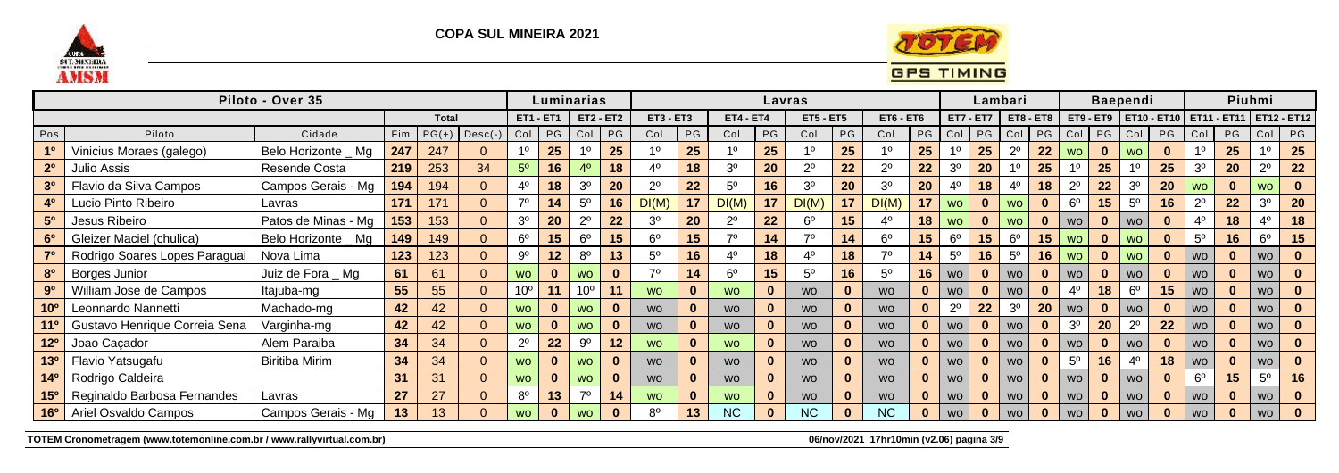# COPA SUL MINEIRA 2021

| Piloto - Over 35 | | | | | | Luminarias | | | | Lavras | | | | | | | | Lambari | | | | Baependi | | | | Piuhmi | | | |
|---|---|---|---|---|---|---|---|---|---|---|---|---|---|---|---|---|---|---|---|---|---|---|---|---|---|---|---|---|---|
| | | | Total | | | ET1 - ET1 | | ET2 - ET2 | | ET3 - ET3 | | ET4 - ET4 | | ET5 - ET5 | | ET6 - ET6 | | ET7 - ET7 | | ET8 - ET8 | | ET9 - ET9 | | ET10 - ET10 | | ET11 - ET11 | | ET12 - ET12 | |
| Pos | Piloto | Cidade | Fim | PG(+) | Desc(-) | Col | PG | Col | PG | Col | PG | Col | PG | Col | PG | Col | PG | Col | PG | Col | PG | Col | PG | Col | PG | Col | PG | Col | PG |
| 1º | Vinicius Moraes (galego) | Belo Horizonte _ Mg | 247 | 247 | 0 | 1º | 25 | 1º | 25 | 1º | 25 | 1º | 25 | 1º | 25 | 1º | 25 | 1º | 25 | 2º | 22 | wo | 0 | wo | 0 | 1º | 25 | 1º | 25 |
| 2º | Julio Assis | Resende Costa | 219 | 253 | 34 | 5º | 16 | 4º | 18 | 4º | 18 | 3º | 20 | 2º | 22 | 2º | 22 | 3º | 20 | 1º | 25 | 1º | 25 | 1º | 25 | 3º | 20 | 2º | 22 |
| 3º | Flavio da Silva Campos | Campos Gerais - Mg | 194 | 194 | 0 | 4º | 18 | 3º | 20 | 2º | 22 | 5º | 16 | 3º | 20 | 3º | 20 | 4º | 18 | 4º | 18 | 2º | 22 | 3º | 20 | wo | 0 | wo | 0 |
| 4º | Lucio Pinto Ribeiro | Lavras | 171 | 171 | 0 | 7º | 14 | 5º | 16 | DI(M) | 17 | DI(M) | 17 | DI(M) | 17 | DI(M) | 17 | wo | 0 | wo | 0 | 6º | 15 | 5º | 16 | 2º | 22 | 3º | 20 |
| 5º | Jesus Ribeiro | Patos de Minas - Mg | 153 | 153 | 0 | 3º | 20 | 2º | 22 | 3º | 20 | 2º | 22 | 6º | 15 | 4º | 18 | wo | 0 | wo | 0 | wo | 0 | wo | 0 | 4º | 18 | 4º | 18 |
| 6º | Gleizer Maciel (chulica) | Belo Horizonte _ Mg | 149 | 149 | 0 | 6º | 15 | 6º | 15 | 6º | 15 | 7º | 14 | 7º | 14 | 6º | 15 | 6º | 15 | 6º | 15 | wo | 0 | wo | 0 | 5º | 16 | 6º | 15 |
| 7º | Rodrigo Soares Lopes Paraguai | Nova Lima | 123 | 123 | 0 | 9º | 12 | 8º | 13 | 5º | 16 | 4º | 18 | 4º | 18 | 7º | 14 | 5º | 16 | 5º | 16 | wo | 0 | wo | 0 | wo | 0 | wo | 0 |
| 8º | Borges Junior | Juiz de Fora _ Mg | 61 | 61 | 0 | wo | 0 | wo | 0 | 7º | 14 | 6º | 15 | 5º | 16 | 5º | 16 | wo | 0 | wo | 0 | wo | 0 | wo | 0 | wo | 0 | wo | 0 |
| 9º | William Jose de Campos | Itajuba-mg | 55 | 55 | 0 | 10º | 11 | 10º | 11 | wo | 0 | wo | 0 | wo | 0 | wo | 0 | wo | 0 | wo | 0 | 4º | 18 | 6º | 15 | wo | 0 | wo | 0 |
| 10º | Leonnardo Nannetti | Machado-mg | 42 | 42 | 0 | wo | 0 | wo | 0 | wo | 0 | wo | 0 | wo | 0 | wo | 0 | 2º | 22 | 3º | 20 | wo | 0 | wo | 0 | wo | 0 | wo | 0 |
| 11º | Gustavo Henrique Correia Sena | Varginha-mg | 42 | 42 | 0 | wo | 0 | wo | 0 | wo | 0 | wo | 0 | wo | 0 | wo | 0 | wo | 0 | wo | 0 | 3º | 20 | 2º | 22 | wo | 0 | wo | 0 |
| 12º | Joao Caçador | Alem Paraiba | 34 | 34 | 0 | 2º | 22 | 9º | 12 | wo | 0 | wo | 0 | wo | 0 | wo | 0 | wo | 0 | wo | 0 | wo | 0 | wo | 0 | wo | 0 | wo | 0 |
| 13º | Flavio Yatsugafu | Biritiba Mirim | 34 | 34 | 0 | wo | 0 | wo | 0 | wo | 0 | wo | 0 | wo | 0 | wo | 0 | wo | 0 | wo | 0 | 5º | 16 | 4º | 18 | wo | 0 | wo | 0 |
| 14º | Rodrigo Caldeira | | 31 | 31 | 0 | wo | 0 | wo | 0 | wo | 0 | wo | 0 | wo | 0 | wo | 0 | wo | 0 | wo | 0 | wo | 0 | wo | 0 | 6º | 15 | 5º | 16 |
| 15º | Reginaldo Barbosa Fernandes | Lavras | 27 | 27 | 0 | 8º | 13 | 7º | 14 | wo | 0 | wo | 0 | wo | 0 | wo | 0 | wo | 0 | wo | 0 | wo | 0 | wo | 0 | wo | 0 | wo | 0 |
| 16º | Ariel Osvaldo Campos | Campos Gerais - Mg | 13 | 13 | 0 | wo | 0 | wo | 0 | 8º | 13 | NC | 0 | NC | 0 | NC | 0 | wo | 0 | wo | 0 | wo | 0 | wo | 0 | wo | 0 | wo | 0 |

TOTEM Cronometragem (www.totemonline.com.br / www.rallyvirtual.com.br) — 06/nov/2021 17hr10min (v2.06)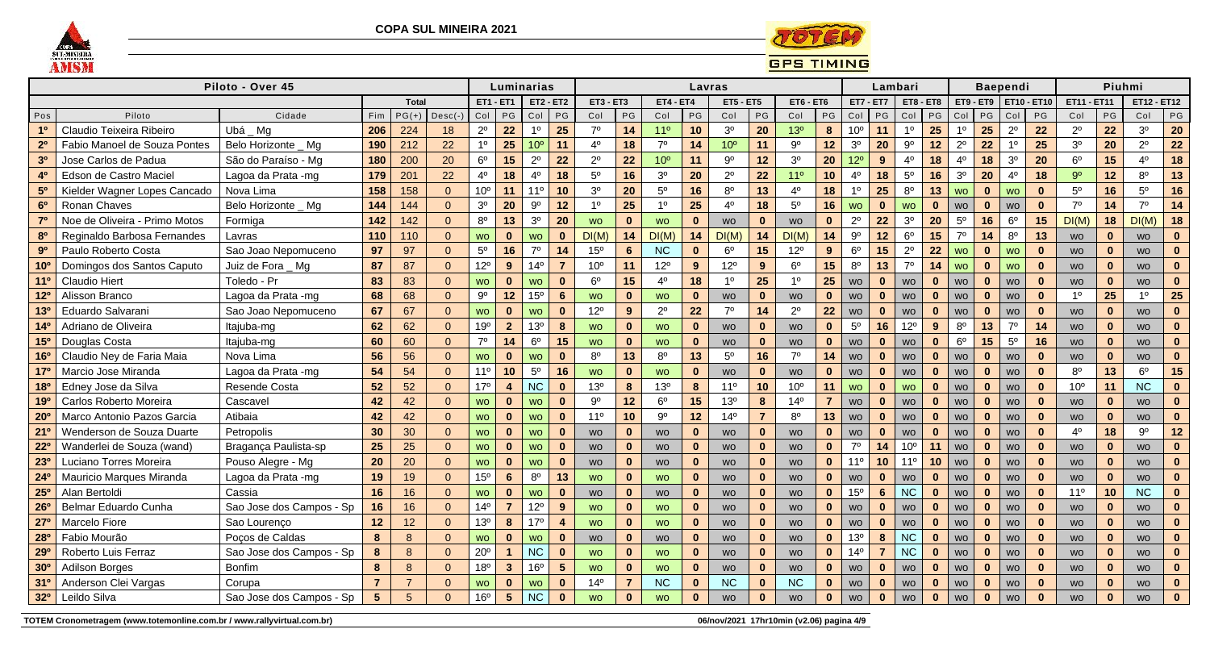**COPA SUL MINEIRA 2021**

| Piloto - Over 45 | | | | | | Luminarias | | | | Lavras | | | | | | | | Lambari | | | | Baependi | | | | Piuhmi | | | |
|---|---|---|---|---|---|---|---|---|---|---|---|---|---|---|---|---|---|---|---|---|---|---|---|---|---|---|---|---|---|
| | | | Total | | | ET1 - ET1 | | ET2 - ET2 | | ET3 - ET3 | | ET4 - ET4 | | ET5 - ET5 | | ET6 - ET6 | | ET7 - ET7 | | ET8 - ET8 | | ET9 - ET9 | | ET10 - ET10 | | ET11 - ET11 | | ET12 - ET12 | |
| Pos | Piloto | Cidade | Fim | PG(+) | Desc(-) | Col | PG | Col | PG | Col | PG | Col | PG | Col | PG | Col | PG | Col | PG | Col | PG | Col | PG | Col | PG | Col | PG | Col | PG |
| 1º | Claudio Teixeira Ribeiro | Ubá _ Mg | 206 | 224 | 18 | 2º | 22 | 1º | 25 | 7º | 14 | 11º | 10 | 3º | 20 | 13º | 8 | 10º | 11 | 1º | 25 | 1º | 25 | 2º | 22 | 2º | 22 | 3º | 20 |
| 2º | Fabio Manoel de Souza Pontes | Belo Horizonte _ Mg | 190 | 212 | 22 | 1º | 25 | 10º | 11 | 4º | 18 | 7º | 14 | 10º | 11 | 9º | 12 | 3º | 20 | 9º | 12 | 2º | 22 | 1º | 25 | 3º | 20 | 2º | 22 |
| 3º | Jose Carlos de Padua | São do Paraíso - Mg | 180 | 200 | 20 | 6º | 15 | 2º | 22 | 2º | 22 | 10º | 11 | 9º | 12 | 3º | 20 | 12º | 9 | 4º | 18 | 4º | 18 | 3º | 20 | 6º | 15 | 4º | 18 |
| 4º | Edson de Castro Maciel | Lagoa da Prata -mg | 179 | 201 | 22 | 4º | 18 | 4º | 18 | 5º | 16 | 3º | 20 | 2º | 22 | 11º | 10 | 4º | 18 | 5º | 16 | 3º | 20 | 4º | 18 | 9º | 12 | 8º | 13 |
| 5º | Kielder Wagner Lopes Cancado | Nova Lima | 158 | 158 | 0 | 10º | 11 | 11º | 10 | 3º | 20 | 5º | 16 | 8º | 13 | 4º | 18 | 1º | 25 | 8º | 13 | wo | 0 | wo | 0 | 5º | 16 | 5º | 16 |
| 6º | Ronan Chaves | Belo Horizonte _ Mg | 144 | 144 | 0 | 3º | 20 | 9º | 12 | 1º | 25 | 1º | 25 | 4º | 18 | 5º | 16 | wo | 0 | wo | 0 | wo | 0 | wo | 0 | 7º | 14 | 7º | 14 |
| 7º | Noe de Oliveira - Primo Motos | Formiga | 142 | 142 | 0 | 8º | 13 | 3º | 20 | wo | 0 | wo | 0 | wo | 0 | wo | 0 | 2º | 22 | 3º | 20 | 5º | 16 | 6º | 15 | DI(M) | 18 | DI(M) | 18 |
| 8º | Reginaldo Barbosa Fernandes | Lavras | 110 | 110 | 0 | wo | 0 | wo | 0 | DI(M) | 14 | DI(M) | 14 | DI(M) | 14 | DI(M) | 14 | 9º | 12 | 6º | 15 | 7º | 14 | 8º | 13 | wo | 0 | wo | 0 |
| 9º | Paulo Roberto Costa | Sao Joao Nepomuceno | 97 | 97 | 0 | 5º | 16 | 7º | 14 | 15º | 6 | NC | 0 | 6º | 15 | 12º | 9 | 6º | 15 | 2º | 22 | wo | 0 | wo | 0 | wo | 0 | wo | 0 |
| 10º | Domingos dos Santos Caputo | Juiz de Fora _ Mg | 87 | 87 | 0 | 12º | 9 | 14º | 7 | 10º | 11 | 12º | 9 | 12º | 9 | 6º | 15 | 8º | 13 | 7º | 14 | wo | 0 | wo | 0 | wo | 0 | wo | 0 |
| 11º | Claudio Hiert | Toledo - Pr | 83 | 83 | 0 | wo | 0 | wo | 0 | 6º | 15 | 4º | 18 | 1º | 25 | 1º | 25 | wo | 0 | wo | 0 | wo | 0 | wo | 0 | wo | 0 | wo | 0 |
| 12º | Alisson Branco | Lagoa da Prata -mg | 68 | 68 | 0 | 9º | 12 | 15º | 6 | wo | 0 | wo | 0 | wo | 0 | wo | 0 | wo | 0 | wo | 0 | wo | 0 | wo | 0 | 1º | 25 | 1º | 25 |
| 13º | Eduardo Salvarani | Sao Joao Nepomuceno | 67 | 67 | 0 | wo | 0 | wo | 0 | 12º | 9 | 2º | 22 | 7º | 14 | 2º | 22 | wo | 0 | wo | 0 | wo | 0 | wo | 0 | wo | 0 | wo | 0 |
| 14º | Adriano de Oliveira | Itajuba-mg | 62 | 62 | 0 | 19º | 2 | 13º | 8 | wo | 0 | wo | 0 | wo | 0 | wo | 0 | 5º | 16 | 12º | 9 | 8º | 13 | 7º | 14 | wo | 0 | wo | 0 |
| 15º | Douglas Costa | Itajuba-mg | 60 | 60 | 0 | 7º | 14 | 6º | 15 | wo | 0 | wo | 0 | wo | 0 | wo | 0 | wo | 0 | wo | 0 | 6º | 15 | 5º | 16 | wo | 0 | wo | 0 |
| 16º | Claudio Ney de Faria Maia | Nova Lima | 56 | 56 | 0 | wo | 0 | wo | 0 | 8º | 13 | 8º | 13 | 5º | 16 | 7º | 14 | wo | 0 | wo | 0 | wo | 0 | wo | 0 | wo | 0 | wo | 0 |
| 17º | Marcio Jose Miranda | Lagoa da Prata -mg | 54 | 54 | 0 | 11º | 10 | 5º | 16 | wo | 0 | wo | 0 | wo | 0 | wo | 0 | wo | 0 | wo | 0 | wo | 0 | wo | 0 | 8º | 13 | 6º | 15 |
| 18º | Edney Jose da Silva | Resende Costa | 52 | 52 | 0 | 17º | 4 | NC | 0 | 13º | 8 | 13º | 8 | 11º | 10 | 10º | 11 | wo | 0 | wo | 0 | wo | 0 | wo | 0 | 10º | 11 | NC | 0 |
| 19º | Carlos Roberto Moreira | Cascavel | 42 | 42 | 0 | wo | 0 | wo | 0 | 9º | 12 | 6º | 15 | 13º | 8 | 14º | 7 | wo | 0 | wo | 0 | wo | 0 | wo | 0 | wo | 0 | wo | 0 |
| 20º | Marco Antonio Pazos Garcia | Atibaia | 42 | 42 | 0 | wo | 0 | wo | 0 | 11º | 10 | 9º | 12 | 14º | 7 | 8º | 13 | wo | 0 | wo | 0 | wo | 0 | wo | 0 | wo | 0 | wo | 0 |
| 21º | Wenderson de Souza Duarte | Petropolis | 30 | 30 | 0 | wo | 0 | wo | 0 | wo | 0 | wo | 0 | wo | 0 | wo | 0 | wo | 0 | wo | 0 | wo | 0 | wo | 0 | 4º | 18 | 9º | 12 |
| 22º | Wanderlei de Souza (wand) | Bragança Paulista-sp | 25 | 25 | 0 | wo | 0 | wo | 0 | wo | 0 | wo | 0 | wo | 0 | wo | 0 | 7º | 14 | 10º | 11 | wo | 0 | wo | 0 | wo | 0 | wo | 0 |
| 23º | Luciano Torres Moreira | Pouso Alegre - Mg | 20 | 20 | 0 | wo | 0 | wo | 0 | wo | 0 | wo | 0 | wo | 0 | wo | 0 | 11º | 10 | 11º | 10 | wo | 0 | wo | 0 | wo | 0 | wo | 0 |
| 24º | Mauricio Marques Miranda | Lagoa da Prata -mg | 19 | 19 | 0 | 15º | 6 | 8º | 13 | wo | 0 | wo | 0 | wo | 0 | wo | 0 | wo | 0 | wo | 0 | wo | 0 | wo | 0 | wo | 0 | wo | 0 |
| 25º | Alan Bertoldi | Cassia | 16 | 16 | 0 | wo | 0 | wo | 0 | wo | 0 | wo | 0 | wo | 0 | wo | 0 | 15º | 6 | NC | 0 | wo | 0 | wo | 0 | 11º | 10 | NC | 0 |
| 26º | Belmar Eduardo Cunha | Sao Jose dos Campos - Sp | 16 | 16 | 0 | 14º | 7 | 12º | 9 | wo | 0 | wo | 0 | wo | 0 | wo | 0 | wo | 0 | wo | 0 | wo | 0 | wo | 0 | wo | 0 | wo | 0 |
| 27º | Marcelo Fiore | Sao Lourenço | 12 | 12 | 0 | 13º | 8 | 17º | 4 | wo | 0 | wo | 0 | wo | 0 | wo | 0 | wo | 0 | wo | 0 | wo | 0 | wo | 0 | wo | 0 | wo | 0 |
| 28º | Fabio Mourão | Poços de Caldas | 8 | 8 | 0 | wo | 0 | wo | 0 | wo | 0 | wo | 0 | wo | 0 | wo | 0 | 13º | 8 | NC | 0 | wo | 0 | wo | 0 | wo | 0 | wo | 0 |
| 29º | Roberto Luis Ferraz | Sao Jose dos Campos - Sp | 8 | 8 | 0 | 20º | 1 | NC | 0 | wo | 0 | wo | 0 | wo | 0 | wo | 0 | 14º | 7 | NC | 0 | wo | 0 | wo | 0 | wo | 0 | wo | 0 |
| 30º | Adilson Borges | Bonfim | 8 | 8 | 0 | 18º | 3 | 16º | 5 | wo | 0 | wo | 0 | wo | 0 | wo | 0 | wo | 0 | wo | 0 | wo | 0 | wo | 0 | wo | 0 | wo | 0 |
| 31º | Anderson Clei Vargas | Corupa | 7 | 7 | 0 | wo | 0 | wo | 0 | 14º | 7 | NC | 0 | NC | 0 | NC | 0 | wo | 0 | wo | 0 | wo | 0 | wo | 0 | wo | 0 | wo | 0 |
| 32º | Leildo Silva | Sao Jose dos Campos - Sp | 5 | 5 | 0 | 16º | 5 | NC | 0 | wo | 0 | wo | 0 | wo | 0 | wo | 0 | wo | 0 | wo | 0 | wo | 0 | wo | 0 | wo | 0 | wo | 0 |

**TOTEM Cronometragem (www.totemonline.com.br / www.rallyvirtual.com.br)** 06/nov/2021 17hr10min (v2.06)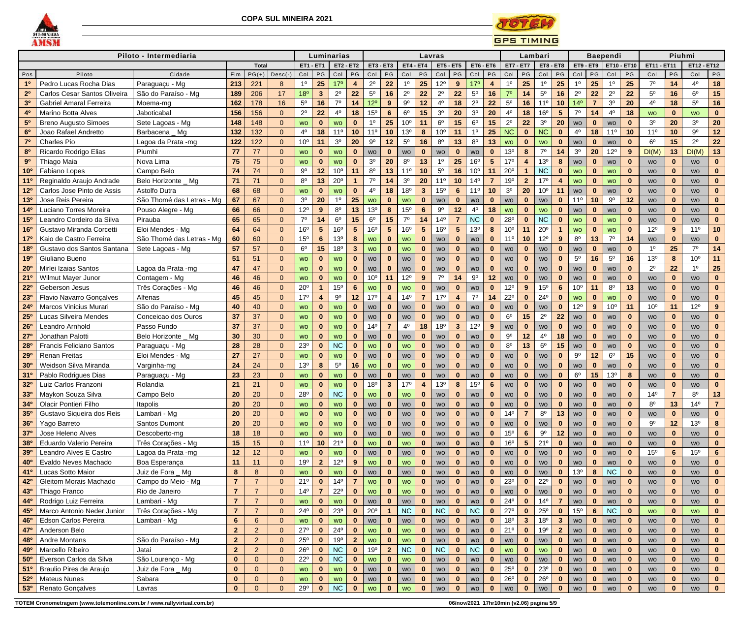# COPA SUL MINEIRA 2021

| Piloto - Intermediaria | | | Total | | | Luminarias | | | | Lavras | | | | | | | | Lambari | | | | Baependi | | | | Piuhmi | | | |
|---|---|---|---|---|---|---|---|---|---|---|---|---|---|---|---|---|---|---|---|---|---|---|---|---|---|---|---|---|---|
| | | | | | | ET1 - ET1 | | ET2 - ET2 | | ET3 - ET3 | | ET4 - ET4 | | ET5 - ET5 | | ET6 - ET6 | | ET7 - ET7 | | ET8 - ET8 | | ET9 - ET9 | | ET10 - ET10 | | ET11 - ET11 | | ET12 - ET12 | |
| Pos | Piloto | Cidade | Fim | PG(+) | Desc(-) | Col | PG | Col | PG | Col | PG | Col | PG | Col | PG | Col | PG | Col | PG | Col | PG | Col | PG | Col | PG | Col | PG | Col | PG |
| 1º | Pedro Lucas Rocha Dias | Paraguaçu - Mg | 213 | 221 | 8 | 1º | 25 | 17º | 4 | 2º | 22 | 1º | 25 | 12º | 9 | 17º | 4 | 1º | 25 | 1º | 25 | 1º | 25 | 1º | 25 | 7º | 14 | 4º | 18 |
| 2º | Carlos Cesar Santos Oliveira | São do Paraíso - Mg | 189 | 206 | 17 | 18º | 3 | 2º | 22 | 5º | 16 | 2º | 22 | 2º | 22 | 5º | 16 | 7º | 14 | 5º | 16 | 2º | 22 | 2º | 22 | 5º | 16 | 6º | 15 |
| 3º | Gabriel Amaral Ferreira | Moema-mg | 162 | 178 | 16 | 5º | 16 | 7º | 14 | 12º | 9 | 9º | 12 | 4º | 18 | 2º | 22 | 5º | 16 | 11º | 10 | 14º | 7 | 3º | 20 | 4º | 18 | 5º | 16 |
| 4º | Marino Botta Alves | Jaboticabal | 156 | 156 | 0 | 2º | 22 | 4º | 18 | 15º | 6 | 6º | 15 | 3º | 20 | 3º | 20 | 4º | 18 | 16º | 5 | 7º | 14 | 4º | 18 | wo | 0 | wo | 0 |
| 5º | Breno Augusto Simoes | Sete Lagoas - Mg | 148 | 148 | 0 | wo | 0 | wo | 0 | 1º | 25 | 10º | 11 | 6º | 15 | 6º | 15 | 2º | 22 | 3º | 20 | wo | 0 | wo | 0 | 3º | 20 | 3º | 20 |
| 6º | Joao Rafael Andretto | Barbacena _ Mg | 132 | 132 | 0 | 4º | 18 | 11º | 10 | 11º | 10 | 13º | 8 | 10º | 11 | 1º | 25 | NC | 0 | NC | 0 | 4º | 18 | 11º | 10 | 11º | 10 | 9º | 12 |
| 7º | Charles Pio | Lagoa da Prata -mg | 122 | 122 | 0 | 10º | 11 | 3º | 20 | 9º | 12 | 5º | 16 | 8º | 13 | 8º | 13 | wo | 0 | wo | 0 | wo | 0 | wo | 0 | 6º | 15 | 2º | 22 |
| 8º | Ricardo Rodrigo Elias | Piumhi | 77 | 77 | 0 | wo | 0 | wo | 0 | wo | 0 | wo | 0 | wo | 0 | wo | 0 | 13º | 8 | 7º | 14 | 3º | 20 | 12º | 9 | DI(M) | 13 | DI(M) | 13 |
| 9º | Thiago Maia | Nova Lima | 75 | 75 | 0 | wo | 0 | wo | 0 | 3º | 20 | 8º | 13 | 1º | 25 | 16º | 5 | 17º | 4 | 13º | 8 | wo | 0 | wo | 0 | wo | 0 | wo | 0 |
| 10º | Fabiano Lopes | Campo Belo | 74 | 74 | 0 | 9º | 12 | 10º | 11 | 8º | 13 | 11º | 10 | 5º | 16 | 10º | 11 | 20º | 1 | NC | 0 | wo | 0 | wo | 0 | wo | 0 | wo | 0 |
| 11º | Reginaldo Araujo Andrade | Belo Horizonte _ Mg | 71 | 71 | 0 | 8º | 13 | 20º | 1 | 7º | 14 | 3º | 20 | 11º | 10 | 14º | 7 | 19º | 2 | 17º | 4 | wo | 0 | wo | 0 | wo | 0 | wo | 0 |
| 12º | Carlos Jose Pinto de Assis | Astolfo Dutra | 68 | 68 | 0 | wo | 0 | wo | 0 | 4º | 18 | 18º | 3 | 15º | 6 | 11º | 10 | 3º | 20 | 10º | 11 | wo | 0 | wo | 0 | wo | 0 | wo | 0 |
| 13º | Jose Reis Pereira | São Thomé das Letras - Mg | 67 | 67 | 0 | 3º | 20 | 1º | 25 | wo | 0 | wo | 0 | wo | 0 | wo | 0 | wo | 0 | wo | 0 | 11º | 10 | 9º | 12 | wo | 0 | wo | 0 |
| 14º | Luciano Torres Moreira | Pouso Alegre - Mg | 66 | 66 | 0 | 12º | 9 | 8º | 13 | 13º | 8 | 15º | 6 | 9º | 12 | 4º | 18 | wo | 0 | wo | 0 | wo | 0 | wo | 0 | wo | 0 | wo | 0 |
| 15º | Leandro Cordeiro da Silva | Pirauba | 65 | 65 | 0 | 7º | 14 | 6º | 15 | 6º | 15 | 7º | 14 | 14º | 7 | NC | 0 | 28º | 0 | NC | 0 | wo | 0 | wo | 0 | wo | 0 | wo | 0 |
| 16º | Gustavo Miranda Corcetti | Eloi Mendes - Mg | 64 | 64 | 0 | 16º | 5 | 16º | 5 | 16º | 5 | 16º | 5 | 16º | 5 | 13º | 8 | 10º | 11 | 20º | 1 | wo | 0 | wo | 0 | 12º | 9 | 11º | 10 |
| 17º | Kaio de Castro Ferreira | São Thomé das Letras - Mg | 60 | 60 | 0 | 15º | 6 | 13º | 8 | wo | 0 | wo | 0 | wo | 0 | wo | 0 | 11º | 10 | 12º | 9 | 8º | 13 | 7º | 14 | wo | 0 | wo | 0 |
| 18º | Gustavo dos Santos Santana | Sete Lagoas - Mg | 57 | 57 | 0 | 6º | 15 | 18º | 3 | wo | 0 | wo | 0 | wo | 0 | wo | 0 | wo | 0 | wo | 0 | wo | 0 | wo | 0 | 1º | 25 | 7º | 14 |
| 19º | Giuliano Bueno | | 51 | 51 | 0 | wo | 0 | wo | 0 | wo | 0 | wo | 0 | wo | 0 | wo | 0 | wo | 0 | wo | 0 | 5º | 16 | 5º | 16 | 13º | 8 | 10º | 11 |
| 20º | Mirlei Izaias Santos | Lagoa da Prata -mg | 47 | 47 | 0 | wo | 0 | wo | 0 | wo | 0 | wo | 0 | wo | 0 | wo | 0 | wo | 0 | wo | 0 | wo | 0 | wo | 0 | 2º | 22 | 1º | 25 |
| 21º | Wilmut Mayer Junor | Contagem - Mg | 46 | 46 | 0 | wo | 0 | wo | 0 | 10º | 11 | 12º | 9 | 7º | 14 | 9º | 12 | wo | 0 | wo | 0 | wo | 0 | wo | 0 | wo | 0 | wo | 0 |
| 22º | Geberson Jesus | Três Corações - Mg | 46 | 46 | 0 | 20º | 1 | 15º | 6 | wo | 0 | wo | 0 | wo | 0 | wo | 0 | 12º | 9 | 15º | 6 | 10º | 11 | 8º | 13 | wo | 0 | wo | 0 |
| 23º | Flavio Navarro Gonçalves | Alfenas | 45 | 45 | 0 | 17º | 4 | 9º | 12 | 17º | 4 | 14º | 7 | 17º | 4 | 7º | 14 | 22º | 0 | 24º | 0 | wo | 0 | wo | 0 | wo | 0 | wo | 0 |
| 24º | Marcos Vinicius Murari | São do Paraíso - Mg | 40 | 40 | 0 | wo | 0 | wo | 0 | wo | 0 | wo | 0 | wo | 0 | wo | 0 | wo | 0 | wo | 0 | 12º | 9 | 10º | 11 | 10º | 11 | 12º | 9 |
| 25º | Lucas Silveira Mendes | Conceicao dos Ouros | 37 | 37 | 0 | wo | 0 | wo | 0 | wo | 0 | wo | 0 | wo | 0 | wo | 0 | 6º | 15 | 2º | 22 | wo | 0 | wo | 0 | wo | 0 | wo | 0 |
| 26º | Leandro Arnhold | Passo Fundo | 37 | 37 | 0 | wo | 0 | wo | 0 | 14º | 7 | 4º | 18 | 18º | 3 | 12º | 9 | wo | 0 | wo | 0 | wo | 0 | wo | 0 | wo | 0 | wo | 0 |
| 27º | Jonathan Palotti | Belo Horizonte _ Mg | 30 | 30 | 0 | wo | 0 | wo | 0 | wo | 0 | wo | 0 | wo | 0 | wo | 0 | 9º | 12 | 4º | 18 | wo | 0 | wo | 0 | wo | 0 | wo | 0 |
| 28º | Francis Feliciano Santos | Paraguaçu - Mg | 28 | 28 | 0 | 23º | 0 | NC | 0 | wo | 0 | wo | 0 | wo | 0 | wo | 0 | 8º | 13 | 6º | 15 | wo | 0 | wo | 0 | wo | 0 | wo | 0 |
| 29º | Renan Freitas | Eloi Mendes - Mg | 27 | 27 | 0 | wo | 0 | wo | 0 | wo | 0 | wo | 0 | wo | 0 | wo | 0 | wo | 0 | wo | 0 | 9º | 12 | 6º | 15 | wo | 0 | wo | 0 |
| 30º | Weidson Silva Miranda | Varginha-mg | 24 | 24 | 0 | 13º | 8 | 5º | 16 | wo | 0 | wo | 0 | wo | 0 | wo | 0 | wo | 0 | wo | 0 | wo | 0 | wo | 0 | wo | 0 | wo | 0 |
| 31º | Pablo Rodrigues Dias | Paraguaçu - Mg | 23 | 23 | 0 | wo | 0 | wo | 0 | wo | 0 | wo | 0 | wo | 0 | wo | 0 | wo | 0 | wo | 0 | 6º | 15 | 13º | 8 | wo | 0 | wo | 0 |
| 32º | Luiz Carlos Franzoni | Rolandia | 21 | 21 | 0 | wo | 0 | wo | 0 | 18º | 3 | 17º | 4 | 13º | 8 | 15º | 6 | wo | 0 | wo | 0 | wo | 0 | wo | 0 | wo | 0 | wo | 0 |
| 33º | Maykon Souza Silva | Campo Belo | 20 | 20 | 0 | 28º | 0 | NC | 0 | wo | 0 | wo | 0 | wo | 0 | wo | 0 | wo | 0 | wo | 0 | wo | 0 | wo | 0 | 14º | 7 | 8º | 13 |
| 34º | Olacir Pontieri Filho | Itapolis | 20 | 20 | 0 | wo | 0 | wo | 0 | wo | 0 | wo | 0 | wo | 0 | wo | 0 | wo | 0 | wo | 0 | wo | 0 | wo | 0 | 8º | 13 | 14º | 7 |
| 35º | Gustavo Siqueira dos Reis | Lambari - Mg | 20 | 20 | 0 | wo | 0 | wo | 0 | wo | 0 | wo | 0 | wo | 0 | wo | 0 | 14º | 7 | 8º | 13 | wo | 0 | wo | 0 | wo | 0 | wo | 0 |
| 36º | Yago Barreto | Santos Dumont | 20 | 20 | 0 | wo | 0 | wo | 0 | wo | 0 | wo | 0 | wo | 0 | wo | 0 | wo | 0 | wo | 0 | wo | 0 | wo | 0 | 9º | 12 | 13º | 8 |
| 37º | Jose Heleno Alves | Descoberto-mg | 18 | 18 | 0 | wo | 0 | wo | 0 | wo | 0 | wo | 0 | wo | 0 | wo | 0 | 15º | 6 | 9º | 12 | wo | 0 | wo | 0 | wo | 0 | wo | 0 |
| 38º | Eduardo Valerio Pereira | Três Corações - Mg | 15 | 15 | 0 | 11º | 10 | 21º | 0 | wo | 0 | wo | 0 | wo | 0 | wo | 0 | 16º | 5 | 21º | 0 | wo | 0 | wo | 0 | wo | 0 | wo | 0 |
| 39º | Leandro Alves E Castro | Lagoa da Prata -mg | 12 | 12 | 0 | wo | 0 | wo | 0 | wo | 0 | wo | 0 | wo | 0 | wo | 0 | wo | 0 | wo | 0 | wo | 0 | wo | 0 | 15º | 6 | 15º | 6 |
| 40º | Evaldo Neves Machado | Boa Esperança | 11 | 11 | 0 | 19º | 2 | 12º | 9 | wo | 0 | wo | 0 | wo | 0 | wo | 0 | wo | 0 | wo | 0 | wo | 0 | wo | 0 | wo | 0 | wo | 0 |
| 41º | Lucas Sotto Maior | Juiz de Fora _ Mg | 8 | 8 | 0 | wo | 0 | wo | 0 | wo | 0 | wo | 0 | wo | 0 | wo | 0 | wo | 0 | wo | 0 | 13º | 8 | NC | 0 | wo | 0 | wo | 0 |
| 42º | Gleitom Morais Machado | Campo do Meio - Mg | 7 | 7 | 0 | 21º | 0 | 14º | 7 | wo | 0 | wo | 0 | wo | 0 | wo | 0 | 23º | 0 | 22º | 0 | wo | 0 | wo | 0 | wo | 0 | wo | 0 |
| 43º | Thiago Franco | Rio de Janeiro | 7 | 7 | 0 | 14º | 7 | 22º | 0 | wo | 0 | wo | 0 | wo | 0 | wo | 0 | wo | 0 | wo | 0 | wo | 0 | wo | 0 | wo | 0 | wo | 0 |
| 44º | Rodrigo Luiz Ferreira | Lambari - Mg | 7 | 7 | 0 | wo | 0 | wo | 0 | wo | 0 | wo | 0 | wo | 0 | wo | 0 | 24º | 0 | 14º | 7 | wo | 0 | wo | 0 | wo | 0 | wo | 0 |
| 45º | Marco Antonio Neder Junior | Três Corações - Mg | 7 | 7 | 0 | 24º | 0 | 23º | 0 | 20º | 1 | NC | 0 | NC | 0 | NC | 0 | 27º | 0 | 25º | 0 | 15º | 6 | NC | 0 | wo | 0 | wo | 0 |
| 46º | Edson Carlos Pereira | Lambari - Mg | 6 | 6 | 0 | wo | 0 | wo | 0 | wo | 0 | wo | 0 | wo | 0 | wo | 0 | 18º | 3 | 18º | 3 | wo | 0 | wo | 0 | wo | 0 | wo | 0 |
| 47º | Anderson Belo | | 2 | 2 | 0 | 27º | 0 | 24º | 0 | wo | 0 | wo | 0 | wo | 0 | wo | 0 | 21º | 0 | 19º | 2 | wo | 0 | wo | 0 | wo | 0 | wo | 0 |
| 48º | Andre Montans | São do Paraíso - Mg | 2 | 2 | 0 | 25º | 0 | 19º | 2 | wo | 0 | wo | 0 | wo | 0 | wo | 0 | wo | 0 | wo | 0 | wo | 0 | wo | 0 | wo | 0 | wo | 0 |
| 49º | Marcello Ribeiro | Jatai | 2 | 2 | 0 | 26º | 0 | NC | 0 | 19º | 2 | NC | 0 | NC | 0 | NC | 0 | wo | 0 | wo | 0 | wo | 0 | wo | 0 | wo | 0 | wo | 0 |
| 50º | Everson Carlos da Silva | São Lourenço - Mg | 0 | 0 | 0 | 22º | 0 | NC | 0 | wo | 0 | wo | 0 | wo | 0 | wo | 0 | wo | 0 | wo | 0 | wo | 0 | wo | 0 | wo | 0 | wo | 0 |
| 51º | Braulio Pires de Araujo | Juiz de Fora _ Mg | 0 | 0 | 0 | wo | 0 | wo | 0 | wo | 0 | wo | 0 | wo | 0 | wo | 0 | 25º | 0 | 23º | 0 | wo | 0 | wo | 0 | wo | 0 | wo | 0 |
| 52º | Mateus Nunes | Sabara | 0 | 0 | 0 | wo | 0 | wo | 0 | wo | 0 | wo | 0 | wo | 0 | wo | 0 | 26º | 0 | 26º | 0 | wo | 0 | wo | 0 | wo | 0 | wo | 0 |
| 53º | Renato Gonçalves | Lavras | 0 | 0 | 0 | 29º | 0 | NC | 0 | wo | 0 | wo | 0 | wo | 0 | wo | 0 | wo | 0 | wo | 0 | wo | 0 | wo | 0 | wo | 0 | wo | 0 |

TOTEM Cronometragem (www.totemonline.com.br / www.rallyvirtual.com.br)

06/nov/2021 17hr10min (v2.06)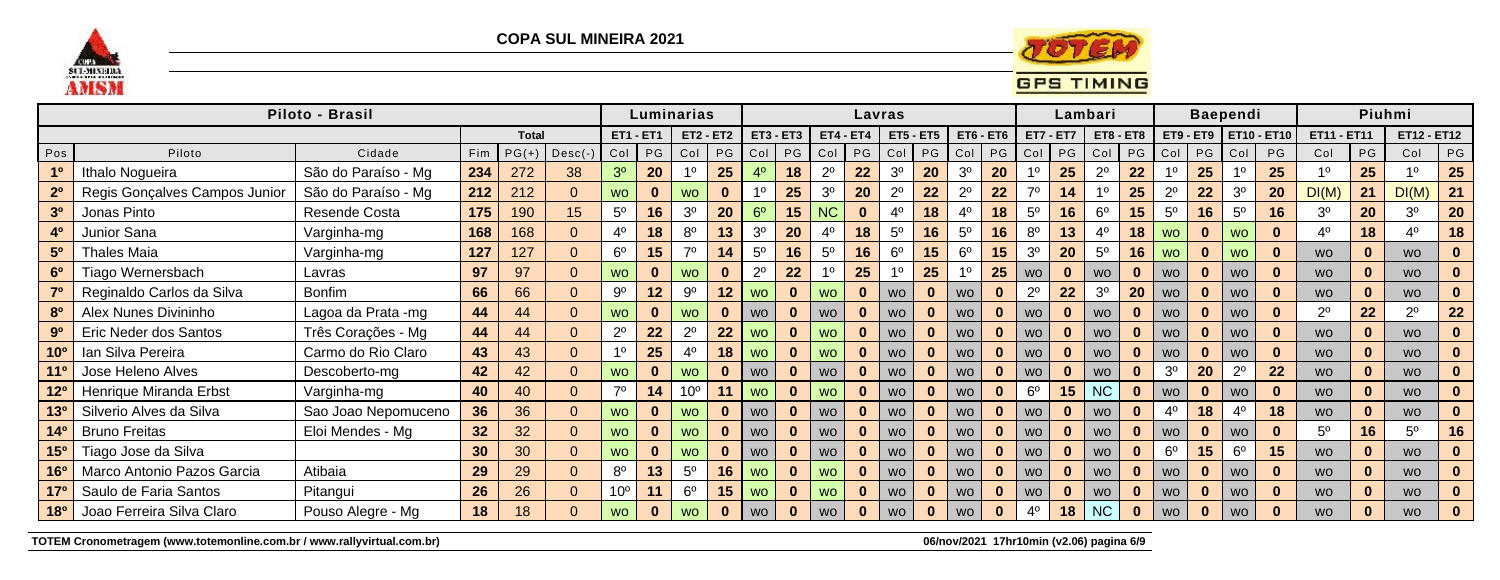# COPA SUL MINEIRA 2021

| Piloto - Brasil | | | | | | Luminarias | | | | Lavras | | | | | | | | Lambari | | | | Baependi | | | | Piuhmi | | | |
|---|---|---|---|---|---|---|---|---|---|---|---|---|---|---|---|---|---|---|---|---|---|---|---|---|---|---|---|---|---|
| | | | Total | | | ET1 - ET1 | | ET2 - ET2 | | ET3 - ET3 | | ET4 - ET4 | | ET5 - ET5 | | ET6 - ET6 | | ET7 - ET7 | | ET8 - ET8 | | ET9 - ET9 | | ET10 - ET10 | | ET11 - ET11 | | ET12 - ET12 | |
| Pos | Piloto | Cidade | Fim | PG(+) | Desc(-) | Col | PG | Col | PG | Col | PG | Col | PG | Col | PG | Col | PG | Col | PG | Col | PG | Col | PG | Col | PG | Col | PG | Col | PG |
| 1º | Ithalo Nogueira | São do Paraíso - Mg | 234 | 272 | 38 | 3º | 20 | 1º | 25 | 4º | 18 | 2º | 22 | 3º | 20 | 3º | 20 | 1º | 25 | 2º | 22 | 1º | 25 | 1º | 25 | 1º | 25 | 1º | 25 |
| 2º | Regis Gonçalves Campos Junior | São do Paraíso - Mg | 212 | 212 | 0 | WO | 0 | WO | 0 | 1º | 25 | 3º | 20 | 2º | 22 | 2º | 22 | 7º | 14 | 1º | 25 | 2º | 22 | 3º | 20 | DI(M) | 21 | DI(M) | 21 |
| 3º | Jonas Pinto | Resende Costa | 175 | 190 | 15 | 5º | 16 | 3º | 20 | 6º | 15 | NC | 0 | 4º | 18 | 4º | 18 | 5º | 16 | 6º | 15 | 5º | 16 | 5º | 16 | 3º | 20 | 3º | 20 |
| 4º | Junior Sana | Varginha-mg | 168 | 168 | 0 | 4º | 18 | 8º | 13 | 3º | 20 | 4º | 18 | 5º | 16 | 5º | 16 | 8º | 13 | 4º | 18 | WO | 0 | WO | 0 | 4º | 18 | 4º | 18 |
| 5º | Thales Maia | Varginha-mg | 127 | 127 | 0 | 6º | 15 | 7º | 14 | 5º | 16 | 5º | 16 | 6º | 15 | 6º | 15 | 3º | 20 | 5º | 16 | WO | 0 | WO | 0 | WO | 0 | WO | 0 |
| 6º | Tiago Wernersbach | Lavras | 97 | 97 | 0 | WO | 0 | WO | 0 | 2º | 22 | 1º | 25 | 1º | 25 | 1º | 25 | WO | 0 | WO | 0 | WO | 0 | WO | 0 | WO | 0 | WO | 0 |
| 7º | Reginaldo Carlos da Silva | Bonfim | 66 | 66 | 0 | 9º | 12 | 9º | 12 | WO | 0 | WO | 0 | WO | 0 | WO | 0 | 2º | 22 | 3º | 20 | WO | 0 | WO | 0 | WO | 0 | WO | 0 |
| 8º | Alex Nunes Divininho | Lagoa da Prata -mg | 44 | 44 | 0 | WO | 0 | WO | 0 | WO | 0 | WO | 0 | WO | 0 | WO | 0 | WO | 0 | WO | 0 | WO | 0 | WO | 0 | 2º | 22 | 2º | 22 |
| 9º | Eric Neder dos Santos | Três Corações - Mg | 44 | 44 | 0 | 2º | 22 | 2º | 22 | WO | 0 | WO | 0 | WO | 0 | WO | 0 | WO | 0 | WO | 0 | WO | 0 | WO | 0 | WO | 0 | WO | 0 |
| 10º | Ian Silva Pereira | Carmo do Rio Claro | 43 | 43 | 0 | 1º | 25 | 4º | 18 | WO | 0 | WO | 0 | WO | 0 | WO | 0 | WO | 0 | WO | 0 | WO | 0 | WO | 0 | WO | 0 | WO | 0 |
| 11º | Jose Heleno Alves | Descoberto-mg | 42 | 42 | 0 | WO | 0 | WO | 0 | WO | 0 | WO | 0 | WO | 0 | WO | 0 | WO | 0 | WO | 0 | 3º | 20 | 2º | 22 | WO | 0 | WO | 0 |
| 12º | Henrique Miranda Erbst | Varginha-mg | 40 | 40 | 0 | 7º | 14 | 10º | 11 | WO | 0 | WO | 0 | WO | 0 | WO | 0 | 6º | 15 | NC | 0 | WO | 0 | WO | 0 | WO | 0 | WO | 0 |
| 13º | Silverio Alves da Silva | Sao Joao Nepomuceno | 36 | 36 | 0 | WO | 0 | WO | 0 | WO | 0 | WO | 0 | WO | 0 | WO | 0 | WO | 0 | WO | 0 | 4º | 18 | 4º | 18 | WO | 0 | WO | 0 |
| 14º | Bruno Freitas | Eloi Mendes - Mg | 32 | 32 | 0 | WO | 0 | WO | 0 | WO | 0 | WO | 0 | WO | 0 | WO | 0 | WO | 0 | WO | 0 | WO | 0 | WO | 0 | 5º | 16 | 5º | 16 |
| 15º | Tiago Jose da Silva | | 30 | 30 | 0 | WO | 0 | WO | 0 | WO | 0 | WO | 0 | WO | 0 | WO | 0 | WO | 0 | WO | 0 | 6º | 15 | 6º | 15 | WO | 0 | WO | 0 |
| 16º | Marco Antonio Pazos Garcia | Atibaia | 29 | 29 | 0 | 8º | 13 | 5º | 16 | WO | 0 | WO | 0 | WO | 0 | WO | 0 | WO | 0 | WO | 0 | WO | 0 | WO | 0 | WO | 0 | WO | 0 |
| 17º | Saulo de Faria Santos | Pitangui | 26 | 26 | 0 | 10º | 11 | 6º | 15 | WO | 0 | WO | 0 | WO | 0 | WO | 0 | WO | 0 | WO | 0 | WO | 0 | WO | 0 | WO | 0 | WO | 0 |
| 18º | Joao Ferreira Silva Claro | Pouso Alegre - Mg | 18 | 18 | 0 | WO | 0 | WO | 0 | WO | 0 | WO | 0 | WO | 0 | WO | 0 | 4º | 18 | NC | 0 | WO | 0 | WO | 0 | WO | 0 | WO | 0 |

TOTEM Cronometragem (www.totemonline.com.br / www.rallyvirtual.com.br) 06/nov/2021 17hr10min (v2.06)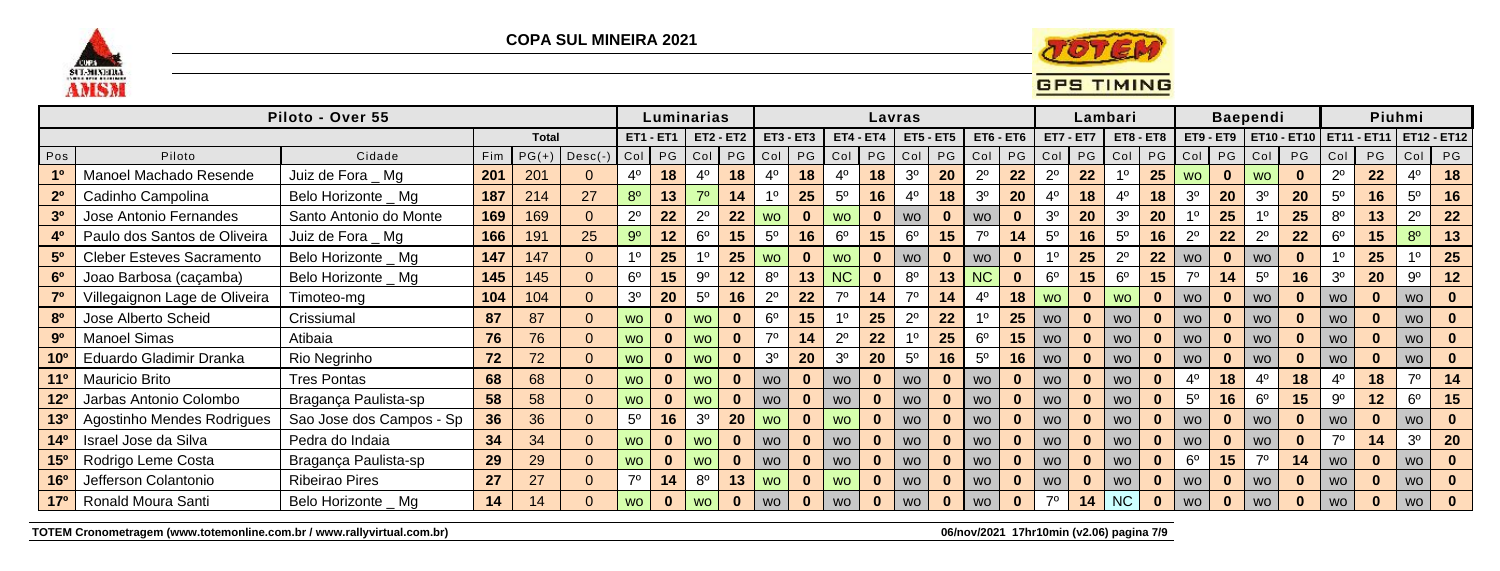# COPA SUL MINEIRA 2021

| Piloto - Over 55 | | | | | | Luminarias | | | | Lavras | | | | | | | | Lambari | | | | Baependi | | | | Piuhmi | | | |
|---|---|---|---|---|---|---|---|---|---|---|---|---|---|---|---|---|---|---|---|---|---|---|---|---|---|---|---|---|---|
| | | | Total | | | ET1 - ET1 | | ET2 - ET2 | | ET3 - ET3 | | ET4 - ET4 | | ET5 - ET5 | | ET6 - ET6 | | ET7 - ET7 | | ET8 - ET8 | | ET9 - ET9 | | ET10 - ET10 | | ET11 - ET11 | | ET12 - ET12 | |
| Pos | Piloto | Cidade | Fim | PG(+) | Desc(-) | Col | PG | Col | PG | Col | PG | Col | PG | Col | PG | Col | PG | Col | PG | Col | PG | Col | PG | Col | PG | Col | PG | Col | PG |
| 1º | Manoel Machado Resende | Juiz de Fora _ Mg | 201 | 201 | 0 | 4º | 18 | 4º | 18 | 4º | 18 | 4º | 18 | 3º | 20 | 2º | 22 | 2º | 22 | 1º | 25 | wo | 0 | wo | 0 | 2º | 22 | 4º | 18 |
| 2º | Cadinho Campolina | Belo Horizonte _ Mg | 187 | 214 | 27 | 8º | 13 | 7º | 14 | 1º | 25 | 5º | 16 | 4º | 18 | 3º | 20 | 4º | 18 | 4º | 18 | 3º | 20 | 3º | 20 | 5º | 16 | 5º | 16 |
| 3º | Jose Antonio Fernandes | Santo Antonio do Monte | 169 | 169 | 0 | 2º | 22 | 2º | 22 | wo | 0 | wo | 0 | wo | 0 | wo | 0 | 3º | 20 | 3º | 20 | 1º | 25 | 1º | 25 | 8º | 13 | 2º | 22 |
| 4º | Paulo dos Santos de Oliveira | Juiz de Fora _ Mg | 166 | 191 | 25 | 9º | 12 | 6º | 15 | 5º | 16 | 6º | 15 | 6º | 15 | 7º | 14 | 5º | 16 | 5º | 16 | 2º | 22 | 2º | 22 | 6º | 15 | 8º | 13 |
| 5º | Cleber Esteves Sacramento | Belo Horizonte _ Mg | 147 | 147 | 0 | 1º | 25 | 1º | 25 | wo | 0 | wo | 0 | wo | 0 | wo | 0 | 1º | 25 | 2º | 22 | wo | 0 | wo | 0 | 1º | 25 | 1º | 25 |
| 6º | Joao Barbosa (caçamba) | Belo Horizonte _ Mg | 145 | 145 | 0 | 6º | 15 | 9º | 12 | 8º | 13 | NC | 0 | 8º | 13 | NC | 0 | 6º | 15 | 6º | 15 | 7º | 14 | 5º | 16 | 3º | 20 | 9º | 12 |
| 7º | Villegaignon Lage de Oliveira | Timoteo-mg | 104 | 104 | 0 | 3º | 20 | 5º | 16 | 2º | 22 | 7º | 14 | 7º | 14 | 4º | 18 | wo | 0 | wo | 0 | wo | 0 | wo | 0 | wo | 0 | wo | 0 |
| 8º | Jose Alberto Scheid | Crissiumal | 87 | 87 | 0 | wo | 0 | wo | 0 | 6º | 15 | 1º | 25 | 2º | 22 | 1º | 25 | wo | 0 | wo | 0 | wo | 0 | wo | 0 | wo | 0 | wo | 0 |
| 9º | Manoel Simas | Atibaia | 76 | 76 | 0 | wo | 0 | wo | 0 | 7º | 14 | 2º | 22 | 1º | 25 | 6º | 15 | wo | 0 | wo | 0 | wo | 0 | wo | 0 | wo | 0 | wo | 0 |
| 10º | Eduardo Gladimir Dranka | Rio Negrinho | 72 | 72 | 0 | wo | 0 | wo | 0 | 3º | 20 | 3º | 20 | 5º | 16 | 5º | 16 | wo | 0 | wo | 0 | wo | 0 | wo | 0 | wo | 0 | wo | 0 |
| 11º | Mauricio Brito | Tres Pontas | 68 | 68 | 0 | wo | 0 | wo | 0 | wo | 0 | wo | 0 | wo | 0 | wo | 0 | wo | 0 | wo | 0 | 4º | 18 | 4º | 18 | 4º | 18 | 7º | 14 |
| 12º | Jarbas Antonio Colombo | Bragança Paulista-sp | 58 | 58 | 0 | wo | 0 | wo | 0 | wo | 0 | wo | 0 | wo | 0 | wo | 0 | wo | 0 | wo | 0 | 5º | 16 | 6º | 15 | 9º | 12 | 6º | 15 |
| 13º | Agostinho Mendes Rodrigues | Sao Jose dos Campos - Sp | 36 | 36 | 0 | 5º | 16 | 3º | 20 | wo | 0 | wo | 0 | wo | 0 | wo | 0 | wo | 0 | wo | 0 | wo | 0 | wo | 0 | wo | 0 | wo | 0 |
| 14º | Israel Jose da Silva | Pedra do Indaia | 34 | 34 | 0 | wo | 0 | wo | 0 | wo | 0 | wo | 0 | wo | 0 | wo | 0 | wo | 0 | wo | 0 | wo | 0 | wo | 0 | 7º | 14 | 3º | 20 |
| 15º | Rodrigo Leme Costa | Bragança Paulista-sp | 29 | 29 | 0 | wo | 0 | wo | 0 | wo | 0 | wo | 0 | wo | 0 | wo | 0 | wo | 0 | wo | 0 | 6º | 15 | 7º | 14 | wo | 0 | wo | 0 |
| 16º | Jefferson Colantonio | Ribeirao Pires | 27 | 27 | 0 | 7º | 14 | 8º | 13 | wo | 0 | wo | 0 | wo | 0 | wo | 0 | wo | 0 | wo | 0 | wo | 0 | wo | 0 | wo | 0 | wo | 0 |
| 17º | Ronald Moura Santi | Belo Horizonte _ Mg | 14 | 14 | 0 | wo | 0 | wo | 0 | wo | 0 | wo | 0 | wo | 0 | wo | 0 | 7º | 14 | NC | 0 | wo | 0 | wo | 0 | wo | 0 | wo | 0 |

TOTEM Cronometragem (www.totemonline.com.br / www.rallyvirtual.com.br) 06/nov/2021 17hr10min (v2.06)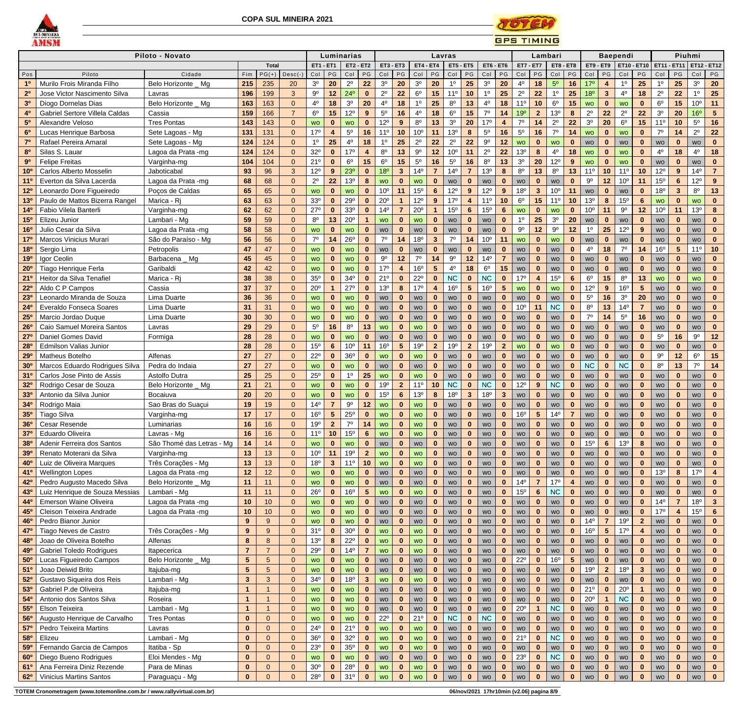# COPA SUL MINEIRA 2021

| Piloto - Novato | | | | | | Luminarias | | | | Lavras | | | | | | | | Lambari | | | | Baependi | | | | Piuhmi | | | |
|---|---|---|---|---|---|---|---|---|---|---|---|---|---|---|---|---|---|---|---|---|---|---|---|---|---|---|---|---|---|
| | | | Total | | | ET1 - ET1 | | ET2 - ET2 | | ET3 - ET3 | | ET4 - ET4 | | ET5 - ET5 | | ET6 - ET6 | | ET7 - ET7 | | ET8 - ET8 | | ET9 - ET9 | | ET10 - ET10 | | ET11 - ET11 | | ET12 - ET12 | |
| Pos | Piloto | Cidade | Fim | PG(+) | Desc(-) | Col | PG | Col | PG | Col | PG | Col | PG | Col | PG | Col | PG | Col | PG | Col | PG | Col | PG | Col | PG | Col | PG | Col | PG |
| 1º | Murilo Frois Miranda Filho | Belo Horizonte _ Mg | 215 | 235 | 20 | 3º | 20 | 2º | 22 | 3º | 20 | 3º | 20 | 1º | 25 | 3º | 20 | 4º | 18 | 5º | 16 | 17º | 4 | 1º | 25 | 1º | 25 | 3º | 20 |
| 2º | Jose Victor Nascimento Silva | Lavras | 196 | 199 | 3 | 9º | 12 | 24º | 0 | 2º | 22 | 6º | 15 | 11º | 10 | 1º | 25 | 2º | 22 | 1º | 25 | 18º | 3 | 4º | 18 | 2º | 22 | 1º | 25 |
| 3º | Diogo Dornelas Dias | Belo Horizonte _ Mg | 163 | 163 | 0 | 4º | 18 | 3º | 20 | 4º | 18 | 1º | 25 | 8º | 13 | 4º | 18 | 11º | 10 | 6º | 15 | wo | 0 | wo | 0 | 6º | 15 | 10º | 11 |
| 4º | Gabriel Sertore Villela Caldas | Cassia | 159 | 166 | 7 | 6º | 15 | 12º | 9 | 5º | 16 | 4º | 18 | 6º | 15 | 7º | 14 | 19º | 2 | 13º | 8 | 2º | 22 | 2º | 22 | 3º | 20 | 16º | 5 |
| 5º | Alexandre Veloso | Tres Pontas | 143 | 143 | 0 | wo | 0 | wo | 0 | 12º | 9 | 8º | 13 | 3º | 20 | 17º | 4 | 7º | 14 | 2º | 22 | 3º | 20 | 6º | 15 | 11º | 10 | 5º | 16 |
| 6º | Lucas Henrique Barbosa | Sete Lagoas - Mg | 131 | 131 | 0 | 17º | 4 | 5º | 16 | 11º | 10 | 10º | 11 | 13º | 8 | 5º | 16 | 5º | 16 | 7º | 14 | wo | 0 | wo | 0 | 7º | 14 | 2º | 22 |
| 7º | Rafael Pereira Amaral | Sete Lagoas - Mg | 124 | 124 | 0 | 1º | 25 | 4º | 18 | 1º | 25 | 2º | 22 | 2º | 22 | 9º | 12 | wo | 0 | wo | 0 | wo | 0 | wo | 0 | wo | 0 | wo | 0 |
| 8º | Silas S. Lauar | Lagoa da Prata -mg | 124 | 124 | 0 | 32º | 0 | 17º | 4 | 8º | 13 | 9º | 12 | 10º | 11 | 2º | 22 | 13º | 8 | 4º | 18 | wo | 0 | wo | 0 | 4º | 18 | 4º | 18 |
| 9º | Felipe Freitas | Varginha-mg | 104 | 104 | 0 | 21º | 0 | 6º | 15 | 6º | 15 | 5º | 16 | 5º | 16 | 8º | 13 | 3º | 20 | 12º | 9 | wo | 0 | wo | 0 | wo | 0 | wo | 0 |
| 10º | Carlos Alberto Mosselin | Jaboticabal | 93 | 96 | 3 | 12º | 9 | 23º | 0 | 18º | 3 | 14º | 7 | 14º | 7 | 13º | 8 | 8º | 13 | 8º | 13 | 11º | 10 | 11º | 10 | 12º | 9 | 14º | 7 |
| 11º | Everton da Silva Lacerda | Lagoa da Prata -mg | 68 | 68 | 0 | 2º | 22 | 13º | 8 | wo | 0 | wo | 0 | wo | 0 | wo | 0 | wo | 0 | wo | 0 | 9º | 12 | 10º | 11 | 15º | 6 | 12º | 9 |
| 12º | Leonardo Dore Figueiredo | Poços de Caldas | 65 | 65 | 0 | wo | 0 | wo | 0 | 10º | 11 | 15º | 6 | 12º | 9 | 12º | 9 | 18º | 3 | 10º | 11 | wo | 0 | wo | 0 | 18º | 3 | 8º | 13 |
| 13º | Paulo de Mattos Bizerra Rangel | Marica - Rj | 63 | 63 | 0 | 33º | 0 | 29º | 0 | 20º | 1 | 12º | 9 | 17º | 4 | 11º | 10 | 6º | 15 | 11º | 10 | 13º | 8 | 15º | 6 | wo | 0 | wo | 0 |
| 14º | Fabio Vilela Banterli | Varginha-mg | 62 | 62 | 0 | 27º | 0 | 33º | 0 | 14º | 7 | 20º | 1 | 15º | 6 | 15º | 6 | wo | 0 | wo | 0 | 10º | 11 | 9º | 12 | 10º | 11 | 13º | 8 |
| 15º | Elizeu Junior | Lambari - Mg | 59 | 59 | 0 | 8º | 13 | 20º | 1 | wo | 0 | wo | 0 | wo | 0 | wo | 0 | 1º | 25 | 3º | 20 | wo | 0 | wo | 0 | wo | 0 | wo | 0 |
| 16º | Julio Cesar da Silva | Lagoa da Prata -mg | 58 | 58 | 0 | wo | 0 | wo | 0 | wo | 0 | wo | 0 | wo | 0 | wo | 0 | 9º | 12 | 9º | 12 | 1º | 25 | 12º | 9 | wo | 0 | wo | 0 |
| 17º | Marcos Vinicius Murari | São do Paraíso - Mg | 56 | 56 | 0 | 7º | 14 | 26º | 0 | 7º | 14 | 18º | 3 | 7º | 14 | 10º | 11 | wo | 0 | wo | 0 | wo | 0 | wo | 0 | wo | 0 | wo | 0 |
| 18º | Sergio Lima | Petropolis | 47 | 47 | 0 | wo | 0 | wo | 0 | wo | 0 | wo | 0 | wo | 0 | wo | 0 | wo | 0 | wo | 0 | 4º | 18 | 7º | 14 | 16º | 5 | 11º | 10 |
| 19º | Igor Ceolin | Barbacena _ Mg | 45 | 45 | 0 | wo | 0 | wo | 0 | 9º | 12 | 7º | 14 | 9º | 12 | 14º | 7 | wo | 0 | wo | 0 | wo | 0 | wo | 0 | wo | 0 | wo | 0 |
| 20º | Tiago Henrique Ferla | Garibaldi | 42 | 42 | 0 | wo | 0 | wo | 0 | 17º | 4 | 16º | 5 | 4º | 18 | 6º | 15 | wo | 0 | wo | 0 | wo | 0 | wo | 0 | wo | 0 | wo | 0 |
| 21º | Heitor da Silva Tenafiel | Marica - Rj | 38 | 38 | 0 | 35º | 0 | 34º | 0 | 21º | 0 | 22º | 0 | NC | 0 | NC | 0 | 17º | 4 | 15º | 6 | 6º | 15 | 8º | 13 | wo | 0 | wo | 0 |
| 22º | Aldo C P Campos | Cassia | 37 | 37 | 0 | 20º | 1 | 27º | 0 | 13º | 8 | 17º | 4 | 16º | 5 | 16º | 5 | wo | 0 | wo | 0 | 12º | 9 | 16º | 5 | wo | 0 | wo | 0 |
| 23º | Leonardo Miranda de Souza | Lima Duarte | 36 | 36 | 0 | wo | 0 | wo | 0 | wo | 0 | wo | 0 | wo | 0 | wo | 0 | wo | 0 | wo | 0 | 5º | 16 | 3º | 20 | wo | 0 | wo | 0 |
| 24º | Everaldo Fonseca Soares | Lima Duarte | 31 | 31 | 0 | wo | 0 | wo | 0 | wo | 0 | wo | 0 | wo | 0 | wo | 0 | 10º | 11 | NC | 0 | 8º | 13 | 14º | 7 | wo | 0 | wo | 0 |
| 25º | Marcio Jordao Duque | Lima Duarte | 30 | 30 | 0 | wo | 0 | wo | 0 | wo | 0 | wo | 0 | wo | 0 | wo | 0 | wo | 0 | wo | 0 | 7º | 14 | 5º | 16 | wo | 0 | wo | 0 |
| 26º | Caio Samuel Moreira Santos | Lavras | 29 | 29 | 0 | 5º | 16 | 8º | 13 | wo | 0 | wo | 0 | wo | 0 | wo | 0 | wo | 0 | wo | 0 | wo | 0 | wo | 0 | wo | 0 | wo | 0 |
| 27º | Daniel Gomes David | Formiga | 28 | 28 | 0 | wo | 0 | wo | 0 | wo | 0 | wo | 0 | wo | 0 | wo | 0 | wo | 0 | wo | 0 | wo | 0 | wo | 0 | 5º | 16 | 9º | 12 |
| 28º | Edmilson Valias Junior | | 28 | 28 | 0 | 15º | 6 | 10º | 11 | 16º | 5 | 19º | 2 | 19º | 2 | 19º | 2 | wo | 0 | wo | 0 | wo | 0 | wo | 0 | wo | 0 | wo | 0 |
| 29º | Matheus Botelho | Alfenas | 27 | 27 | 0 | 22º | 0 | 36º | 0 | wo | 0 | wo | 0 | wo | 0 | wo | 0 | wo | 0 | wo | 0 | wo | 0 | wo | 0 | 9º | 12 | 6º | 15 |
| 30º | Marcos Eduardo Rodrigues Silva | Pedra do Indaia | 27 | 27 | 0 | wo | 0 | wo | 0 | wo | 0 | wo | 0 | wo | 0 | wo | 0 | wo | 0 | wo | 0 | NC | 0 | NC | 0 | 8º | 13 | 7º | 14 |
| 31º | Carlos Jose Pinto de Assis | Astolfo Dutra | 25 | 25 | 0 | 25º | 0 | 1º | 25 | wo | 0 | wo | 0 | wo | 0 | wo | 0 | wo | 0 | wo | 0 | wo | 0 | wo | 0 | wo | 0 | wo | 0 |
| 32º | Rodrigo Cesar de Souza | Belo Horizonte _ Mg | 21 | 21 | 0 | wo | 0 | wo | 0 | 19º | 2 | 11º | 10 | NC | 0 | NC | 0 | 12º | 9 | NC | 0 | wo | 0 | wo | 0 | wo | 0 | wo | 0 |
| 33º | Antonio da Silva Junior | Bocaiuva | 20 | 20 | 0 | wo | 0 | wo | 0 | 15º | 6 | 13º | 8 | 18º | 3 | 18º | 3 | wo | 0 | wo | 0 | wo | 0 | wo | 0 | wo | 0 | wo | 0 |
| 34º | Rodrigo Maia | Sao Bras do Suaçui | 19 | 19 | 0 | 14º | 7 | 9º | 12 | wo | 0 | wo | 0 | wo | 0 | wo | 0 | wo | 0 | wo | 0 | wo | 0 | wo | 0 | wo | 0 | wo | 0 |
| 35º | Tiago Silva | Varginha-mg | 17 | 17 | 0 | 16º | 5 | 25º | 0 | wo | 0 | wo | 0 | wo | 0 | wo | 0 | 16º | 5 | 14º | 7 | wo | 0 | wo | 0 | wo | 0 | wo | 0 |
| 36º | Cesar Resende | Luminarias | 16 | 16 | 0 | 19º | 2 | 7º | 14 | wo | 0 | wo | 0 | wo | 0 | wo | 0 | wo | 0 | wo | 0 | wo | 0 | wo | 0 | wo | 0 | wo | 0 |
| 37º | Eduardo Oliveira | Lavras - Mg | 16 | 16 | 0 | 11º | 10 | 15º | 6 | wo | 0 | wo | 0 | wo | 0 | wo | 0 | wo | 0 | wo | 0 | wo | 0 | wo | 0 | wo | 0 | wo | 0 |
| 38º | Adenir Ferreira dos Santos | São Thomé das Letras - Mg | 14 | 14 | 0 | wo | 0 | wo | 0 | wo | 0 | wo | 0 | wo | 0 | wo | 0 | wo | 0 | wo | 0 | 15º | 6 | 13º | 8 | wo | 0 | wo | 0 |
| 39º | Renato Moterani da Silva | Varginha-mg | 13 | 13 | 0 | 10º | 11 | 19º | 2 | wo | 0 | wo | 0 | wo | 0 | wo | 0 | wo | 0 | wo | 0 | wo | 0 | wo | 0 | wo | 0 | wo | 0 |
| 40º | Luiz de Oliveira Marques | Três Corações - Mg | 13 | 13 | 0 | 18º | 3 | 11º | 10 | wo | 0 | wo | 0 | wo | 0 | wo | 0 | wo | 0 | wo | 0 | wo | 0 | wo | 0 | wo | 0 | wo | 0 |
| 41º | Wellington Lopes | Lagoa da Prata -mg | 12 | 12 | 0 | wo | 0 | wo | 0 | wo | 0 | wo | 0 | wo | 0 | wo | 0 | wo | 0 | wo | 0 | wo | 0 | wo | 0 | 13º | 8 | 17º | 4 |
| 42º | Pedro Augusto Macedo Silva | Belo Horizonte _ Mg | 11 | 11 | 0 | wo | 0 | wo | 0 | wo | 0 | wo | 0 | wo | 0 | wo | 0 | 14º | 7 | 17º | 4 | wo | 0 | wo | 0 | wo | 0 | wo | 0 |
| 43º | Luiz Henrique de Souza Messias | Lambari - Mg | 11 | 11 | 0 | 26º | 0 | 16º | 5 | wo | 0 | wo | 0 | wo | 0 | wo | 0 | 15º | 6 | NC | 0 | wo | 0 | wo | 0 | wo | 0 | wo | 0 |
| 44º | Emerson Waine Oliveira | Lagoa da Prata -mg | 10 | 10 | 0 | wo | 0 | wo | 0 | wo | 0 | wo | 0 | wo | 0 | wo | 0 | wo | 0 | wo | 0 | wo | 0 | wo | 0 | 14º | 7 | 18º | 3 |
| 45º | Cleison Teixeira Andrade | Lagoa da Prata -mg | 10 | 10 | 0 | wo | 0 | wo | 0 | wo | 0 | wo | 0 | wo | 0 | wo | 0 | wo | 0 | wo | 0 | wo | 0 | wo | 0 | 17º | 4 | 15º | 6 |
| 46º | Pedro Bianor Junior | | 9 | 9 | 0 | wo | 0 | wo | 0 | wo | 0 | wo | 0 | wo | 0 | wo | 0 | wo | 0 | wo | 0 | 14º | 7 | 19º | 2 | wo | 0 | wo | 0 |
| 47º | Tiago Neves de Castro | Três Corações - Mg | 9 | 9 | 0 | 31º | 0 | 30º | 0 | wo | 0 | wo | 0 | wo | 0 | wo | 0 | wo | 0 | wo | 0 | 16º | 5 | 17º | 4 | wo | 0 | wo | 0 |
| 48º | Joao de Oliveira Botelho | Alfenas | 8 | 8 | 0 | 13º | 8 | 22º | 0 | wo | 0 | wo | 0 | wo | 0 | wo | 0 | wo | 0 | wo | 0 | wo | 0 | wo | 0 | wo | 0 | wo | 0 |
| 49º | Gabriel Toledo Rodrigues | Itapecerica | 7 | 7 | 0 | 29º | 0 | 14º | 7 | wo | 0 | wo | 0 | wo | 0 | wo | 0 | wo | 0 | wo | 0 | wo | 0 | wo | 0 | wo | 0 | wo | 0 |
| 50º | Lucas Figueiredo Campos | Belo Horizonte _ Mg | 5 | 5 | 0 | wo | 0 | wo | 0 | wo | 0 | wo | 0 | wo | 0 | wo | 0 | 22º | 0 | 16º | 5 | wo | 0 | wo | 0 | wo | 0 | wo | 0 |
| 51º | Joao Deiwid Brito | Itajuba-mg | 5 | 5 | 0 | wo | 0 | wo | 0 | wo | 0 | wo | 0 | wo | 0 | wo | 0 | wo | 0 | wo | 0 | 19º | 2 | 18º | 3 | wo | 0 | wo | 0 |
| 52º | Gustavo Siqueira dos Reis | Lambari - Mg | 3 | 3 | 0 | 34º | 0 | 18º | 3 | wo | 0 | wo | 0 | wo | 0 | wo | 0 | wo | 0 | wo | 0 | wo | 0 | wo | 0 | wo | 0 | wo | 0 |
| 53º | Gabriel P.de Oliveira | Itajuba-mg | 1 | 1 | 0 | wo | 0 | wo | 0 | wo | 0 | wo | 0 | wo | 0 | wo | 0 | wo | 0 | wo | 0 | 21º | 0 | 20º | 1 | wo | 0 | wo | 0 |
| 54º | Antonio dos Santos Silva | Roseira | 1 | 1 | 0 | wo | 0 | wo | 0 | wo | 0 | wo | 0 | wo | 0 | wo | 0 | wo | 0 | wo | 0 | 20º | 1 | NC | 0 | wo | 0 | wo | 0 |
| 55º | Elson Teixeira | Lambari - Mg | 1 | 1 | 0 | wo | 0 | wo | 0 | wo | 0 | wo | 0 | wo | 0 | wo | 0 | 20º | 1 | NC | 0 | wo | 0 | wo | 0 | wo | 0 | wo | 0 |
| 56º | Augusto Henrique de Carvalho | Tres Pontas | 0 | 0 | 0 | wo | 0 | wo | 0 | 22º | 0 | 21º | 0 | NC | 0 | NC | 0 | wo | 0 | wo | 0 | wo | 0 | wo | 0 | wo | 0 | wo | 0 |
| 57º | Pedro Teixeira Martins | Lavras | 0 | 0 | 0 | 24º | 0 | 21º | 0 | wo | 0 | wo | 0 | wo | 0 | wo | 0 | wo | 0 | wo | 0 | wo | 0 | wo | 0 | wo | 0 | wo | 0 |
| 58º | Elizeu | Lambari - Mg | 0 | 0 | 0 | 36º | 0 | 32º | 0 | wo | 0 | wo | 0 | wo | 0 | wo | 0 | 21º | 0 | NC | 0 | wo | 0 | wo | 0 | wo | 0 | wo | 0 |
| 59º | Fernando Garcia de Campos | Itatiba - Sp | 0 | 0 | 0 | 23º | 0 | 35º | 0 | wo | 0 | wo | 0 | wo | 0 | wo | 0 | wo | 0 | wo | 0 | wo | 0 | wo | 0 | wo | 0 | wo | 0 |
| 60º | Diego Bueno Rodrigues | Eloi Mendes - Mg | 0 | 0 | 0 | wo | 0 | wo | 0 | wo | 0 | wo | 0 | wo | 0 | wo | 0 | 23º | 0 | NC | 0 | wo | 0 | wo | 0 | wo | 0 | wo | 0 |
| 61º | Ana Ferreira Diniz Rezende | Para de Minas | 0 | 0 | 0 | 30º | 0 | 28º | 0 | wo | 0 | wo | 0 | wo | 0 | wo | 0 | wo | 0 | wo | 0 | wo | 0 | wo | 0 | wo | 0 | wo | 0 |
| 62º | Vinicius Martins Santos | Paraguaçu - Mg | 0 | 0 | 0 | 28º | 0 | 31º | 0 | wo | 0 | wo | 0 | wo | 0 | wo | 0 | wo | 0 | wo | 0 | wo | 0 | wo | 0 | wo | 0 | wo | 0 |

TOTEM Cronometragem (www.totemonline.com.br / www.rallyvirtual.com.br) 06/nov/2021 17hr10min (v2.06)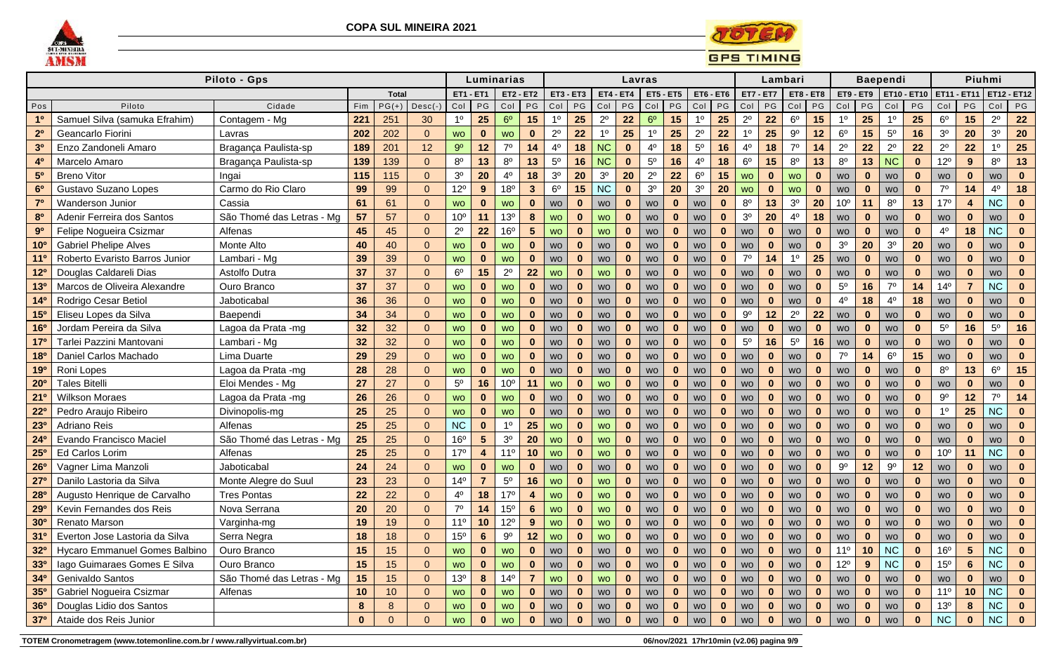# COPA SUL MINEIRA 2021

| Piloto - Gps | | | | | | Luminarias | | | | Lavras | | | | | | | | Lambari | | | | Baependi | | | | Piuhmi | | | |
|---|---|---|---|---|---|---|---|---|---|---|---|---|---|---|---|---|---|---|---|---|---|---|---|---|---|---|---|---|---|
| | | | Total | | | ET1 - ET1 | | ET2 - ET2 | | ET3 - ET3 | | ET4 - ET4 | | ET5 - ET5 | | ET6 - ET6 | | ET7 - ET7 | | ET8 - ET8 | | ET9 - ET9 | | ET10 - ET10 | | ET11 - ET11 | | ET12 - ET12 | |
| Pos | Piloto | Cidade | Fim | PG(+) | Desc(-) | Col | PG | Col | PG | Col | PG | Col | PG | Col | PG | Col | PG | Col | PG | Col | PG | Col | PG | Col | PG | Col | PG | Col | PG |
| 1º | Samuel Silva (samuka Efrahim) | Contagem - Mg | 221 | 251 | 30 | 1º | 25 | 6º | 15 | 1º | 25 | 2º | 22 | 6º | 15 | 1º | 25 | 2º | 22 | 6º | 15 | 1º | 25 | 1º | 25 | 6º | 15 | 2º | 22 |
| 2º | Geancarlo Fiorini | Lavras | 202 | 202 | 0 | wo | 0 | wo | 0 | 2º | 22 | 1º | 25 | 1º | 25 | 2º | 22 | 1º | 25 | 9º | 12 | 6º | 15 | 5º | 16 | 3º | 20 | 3º | 20 |
| 3º | Enzo Zandoneli Amaro | Bragança Paulista-sp | 189 | 201 | 12 | 9º | 12 | 7º | 14 | 4º | 18 | NC | 0 | 4º | 18 | 5º | 16 | 4º | 18 | 7º | 14 | 2º | 22 | 2º | 22 | 2º | 22 | 1º | 25 |
| 4º | Marcelo Amaro | Bragança Paulista-sp | 139 | 139 | 0 | 8º | 13 | 8º | 13 | 5º | 16 | NC | 0 | 5º | 16 | 4º | 18 | 6º | 15 | 8º | 13 | 8º | 13 | NC | 0 | 12º | 9 | 8º | 13 |
| 5º | Breno Vitor | Ingai | 115 | 115 | 0 | 3º | 20 | 4º | 18 | 3º | 20 | 3º | 20 | 2º | 22 | 6º | 15 | wo | 0 | wo | 0 | wo | 0 | wo | 0 | wo | 0 | wo | 0 |
| 6º | Gustavo Suzano Lopes | Carmo do Rio Claro | 99 | 99 | 0 | 12º | 9 | 18º | 3 | 6º | 15 | NC | 0 | 3º | 20 | 3º | 20 | wo | 0 | wo | 0 | wo | 0 | wo | 0 | 7º | 14 | 4º | 18 |
| 7º | Wanderson Junior | Cassia | 61 | 61 | 0 | wo | 0 | wo | 0 | wo | 0 | wo | 0 | wo | 0 | wo | 0 | 8º | 13 | 3º | 20 | 10º | 11 | 8º | 13 | 17º | 4 | NC | 0 |
| 8º | Adenir Ferreira dos Santos | São Thomé das Letras - Mg | 57 | 57 | 0 | 10º | 11 | 13º | 8 | wo | 0 | wo | 0 | wo | 0 | wo | 0 | 3º | 20 | 4º | 18 | wo | 0 | wo | 0 | wo | 0 | wo | 0 |
| 9º | Felipe Nogueira Csizmar | Alfenas | 45 | 45 | 0 | 2º | 22 | 16º | 5 | wo | 0 | wo | 0 | wo | 0 | wo | 0 | wo | 0 | wo | 0 | wo | 0 | wo | 0 | 4º | 18 | NC | 0 |
| 10º | Gabriel Phelipe Alves | Monte Alto | 40 | 40 | 0 | wo | 0 | wo | 0 | wo | 0 | wo | 0 | wo | 0 | wo | 0 | wo | 0 | wo | 0 | 3º | 20 | 3º | 20 | wo | 0 | wo | 0 |
| 11º | Roberto Evaristo Barros Junior | Lambari - Mg | 39 | 39 | 0 | wo | 0 | wo | 0 | wo | 0 | wo | 0 | wo | 0 | wo | 0 | 7º | 14 | 1º | 25 | wo | 0 | wo | 0 | wo | 0 | wo | 0 |
| 12º | Douglas Caldareli Dias | Astolfo Dutra | 37 | 37 | 0 | 6º | 15 | 2º | 22 | wo | 0 | wo | 0 | wo | 0 | wo | 0 | wo | 0 | wo | 0 | wo | 0 | wo | 0 | wo | 0 | wo | 0 |
| 13º | Marcos de Oliveira Alexandre | Ouro Branco | 37 | 37 | 0 | wo | 0 | wo | 0 | wo | 0 | wo | 0 | wo | 0 | wo | 0 | wo | 0 | wo | 0 | 5º | 16 | 7º | 14 | 14º | 7 | NC | 0 |
| 14º | Rodrigo Cesar Betiol | Jaboticabal | 36 | 36 | 0 | wo | 0 | wo | 0 | wo | 0 | wo | 0 | wo | 0 | wo | 0 | wo | 0 | wo | 0 | 4º | 18 | 4º | 18 | wo | 0 | wo | 0 |
| 15º | Eliseu Lopes da Silva | Baependi | 34 | 34 | 0 | wo | 0 | wo | 0 | wo | 0 | wo | 0 | wo | 0 | wo | 0 | 9º | 12 | 2º | 22 | wo | 0 | wo | 0 | wo | 0 | wo | 0 |
| 16º | Jordam Pereira da Silva | Lagoa da Prata -mg | 32 | 32 | 0 | wo | 0 | wo | 0 | wo | 0 | wo | 0 | wo | 0 | wo | 0 | wo | 0 | wo | 0 | wo | 0 | wo | 0 | 5º | 16 | 5º | 16 |
| 17º | Tarlei Pazzini Mantovani | Lambari - Mg | 32 | 32 | 0 | wo | 0 | wo | 0 | wo | 0 | wo | 0 | wo | 0 | wo | 0 | 5º | 16 | 5º | 16 | wo | 0 | wo | 0 | wo | 0 | wo | 0 |
| 18º | Daniel Carlos Machado | Lima Duarte | 29 | 29 | 0 | wo | 0 | wo | 0 | wo | 0 | wo | 0 | wo | 0 | wo | 0 | wo | 0 | wo | 0 | 7º | 14 | 6º | 15 | wo | 0 | wo | 0 |
| 19º | Roni Lopes | Lagoa da Prata -mg | 28 | 28 | 0 | wo | 0 | wo | 0 | wo | 0 | wo | 0 | wo | 0 | wo | 0 | wo | 0 | wo | 0 | wo | 0 | wo | 0 | 8º | 13 | 6º | 15 |
| 20º | Tales Bitelli | Eloi Mendes - Mg | 27 | 27 | 0 | 5º | 16 | 10º | 11 | wo | 0 | wo | 0 | wo | 0 | wo | 0 | wo | 0 | wo | 0 | wo | 0 | wo | 0 | wo | 0 | wo | 0 |
| 21º | Wilkson Moraes | Lagoa da Prata -mg | 26 | 26 | 0 | wo | 0 | wo | 0 | wo | 0 | wo | 0 | wo | 0 | wo | 0 | wo | 0 | wo | 0 | wo | 0 | wo | 0 | 9º | 12 | 7º | 14 |
| 22º | Pedro Araujo Ribeiro | Divinopolis-mg | 25 | 25 | 0 | wo | 0 | wo | 0 | wo | 0 | wo | 0 | wo | 0 | wo | 0 | wo | 0 | wo | 0 | wo | 0 | wo | 0 | 1º | 25 | NC | 0 |
| 23º | Adriano Reis | Alfenas | 25 | 25 | 0 | NC | 0 | 1º | 25 | wo | 0 | wo | 0 | wo | 0 | wo | 0 | wo | 0 | wo | 0 | wo | 0 | wo | 0 | wo | 0 | wo | 0 |
| 24º | Evando Francisco Maciel | São Thomé das Letras - Mg | 25 | 25 | 0 | 16º | 5 | 3º | 20 | wo | 0 | wo | 0 | wo | 0 | wo | 0 | wo | 0 | wo | 0 | wo | 0 | wo | 0 | wo | 0 | wo | 0 |
| 25º | Ed Carlos Lorim | Alfenas | 25 | 25 | 0 | 17º | 4 | 11º | 10 | wo | 0 | wo | 0 | wo | 0 | wo | 0 | wo | 0 | wo | 0 | wo | 0 | wo | 0 | 10º | 11 | NC | 0 |
| 26º | Vagner Lima Manzoli | Jaboticabal | 24 | 24 | 0 | wo | 0 | wo | 0 | wo | 0 | wo | 0 | wo | 0 | wo | 0 | wo | 0 | wo | 0 | 9º | 12 | 9º | 12 | wo | 0 | wo | 0 |
| 27º | Danilo Lastoria da Silva | Monte Alegre do Suul | 23 | 23 | 0 | 14º | 7 | 5º | 16 | wo | 0 | wo | 0 | wo | 0 | wo | 0 | wo | 0 | wo | 0 | wo | 0 | wo | 0 | wo | 0 | wo | 0 |
| 28º | Augusto Henrique de Carvalho | Tres Pontas | 22 | 22 | 0 | 4º | 18 | 17º | 4 | wo | 0 | wo | 0 | wo | 0 | wo | 0 | wo | 0 | wo | 0 | wo | 0 | wo | 0 | wo | 0 | wo | 0 |
| 29º | Kevin Fernandes dos Reis | Nova Serrana | 20 | 20 | 0 | 7º | 14 | 15º | 6 | wo | 0 | wo | 0 | wo | 0 | wo | 0 | wo | 0 | wo | 0 | wo | 0 | wo | 0 | wo | 0 | wo | 0 |
| 30º | Renato Marson | Varginha-mg | 19 | 19 | 0 | 11º | 10 | 12º | 9 | wo | 0 | wo | 0 | wo | 0 | wo | 0 | wo | 0 | wo | 0 | wo | 0 | wo | 0 | wo | 0 | wo | 0 |
| 31º | Everton Jose Lastoria da Silva | Serra Negra | 18 | 18 | 0 | 15º | 6 | 9º | 12 | wo | 0 | wo | 0 | wo | 0 | wo | 0 | wo | 0 | wo | 0 | wo | 0 | wo | 0 | wo | 0 | wo | 0 |
| 32º | Hycaro Emmanuel Gomes Balbino | Ouro Branco | 15 | 15 | 0 | wo | 0 | wo | 0 | wo | 0 | wo | 0 | wo | 0 | wo | 0 | wo | 0 | wo | 0 | 11º | 10 | NC | 0 | 16º | 5 | NC | 0 |
| 33º | Iago Guimaraes Gomes E Silva | Ouro Branco | 15 | 15 | 0 | wo | 0 | wo | 0 | wo | 0 | wo | 0 | wo | 0 | wo | 0 | wo | 0 | wo | 0 | 12º | 9 | NC | 0 | 15º | 6 | NC | 0 |
| 34º | Genivaldo Santos | São Thomé das Letras - Mg | 15 | 15 | 0 | 13º | 8 | 14º | 7 | wo | 0 | wo | 0 | wo | 0 | wo | 0 | wo | 0 | wo | 0 | wo | 0 | wo | 0 | wo | 0 | wo | 0 |
| 35º | Gabriel Nogueira Csizmar | Alfenas | 10 | 10 | 0 | wo | 0 | wo | 0 | wo | 0 | wo | 0 | wo | 0 | wo | 0 | wo | 0 | wo | 0 | wo | 0 | wo | 0 | 11º | 10 | NC | 0 |
| 36º | Douglas Lidio dos Santos | | 8 | 8 | 0 | wo | 0 | wo | 0 | wo | 0 | wo | 0 | wo | 0 | wo | 0 | wo | 0 | wo | 0 | wo | 0 | wo | 0 | 13º | 8 | NC | 0 |
| 37º | Ataide dos Reis Junior | | 0 | 0 | 0 | wo | 0 | wo | 0 | wo | 0 | wo | 0 | wo | 0 | wo | 0 | wo | 0 | wo | 0 | wo | 0 | wo | 0 | NC | 0 | NC | 0 |

TOTEM Cronometragem (www.totemonline.com.br / www.rallyvirtual.com.br) 06/nov/2021 17h10min (v2.06)